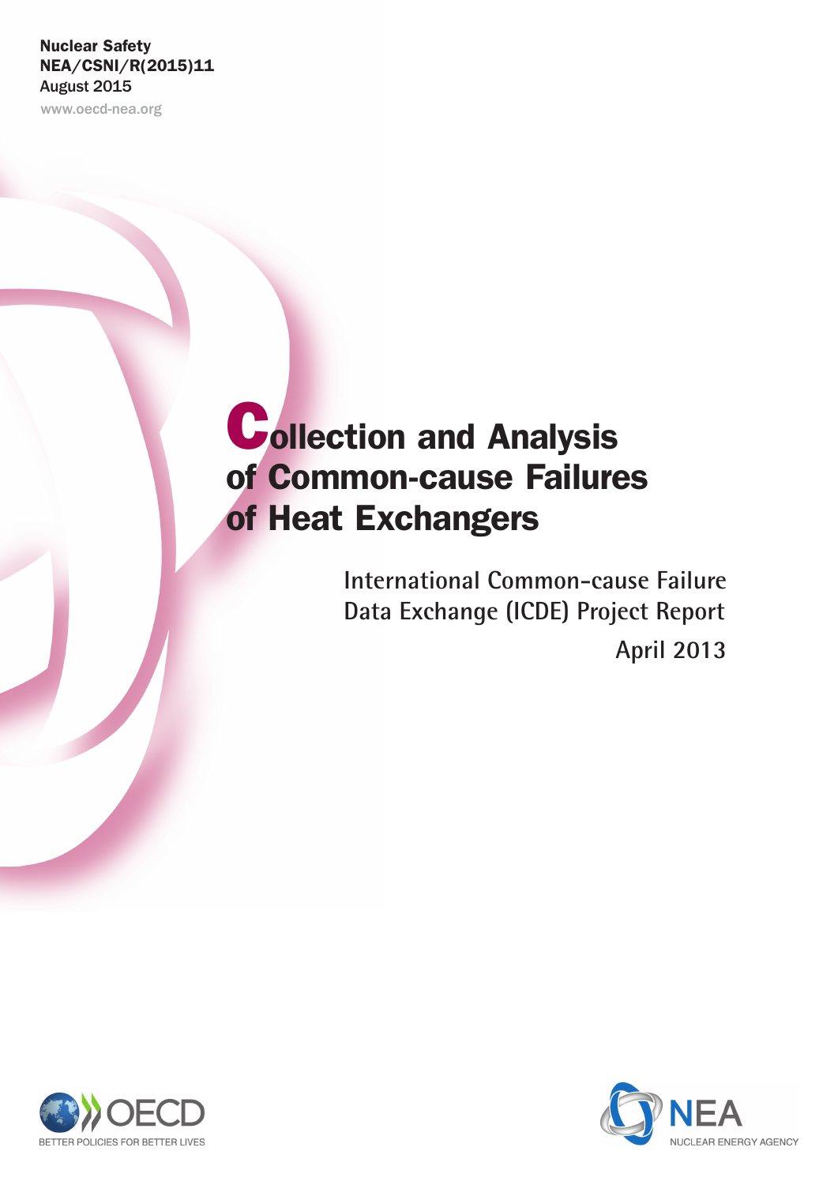Nuclear Safety
NEA/CSNI/R(2015)11
August 2015

www.oecd-nea.org

# Collection and Analysis of Common-cause Failures of Heat Exchangers

## International Common-cause Failure Data Exchange (ICDE) Project Report

April 2013

OECD BETTER POLICIES FOR BETTER LIVES

NEA NUCLEAR ENERGY AGENCY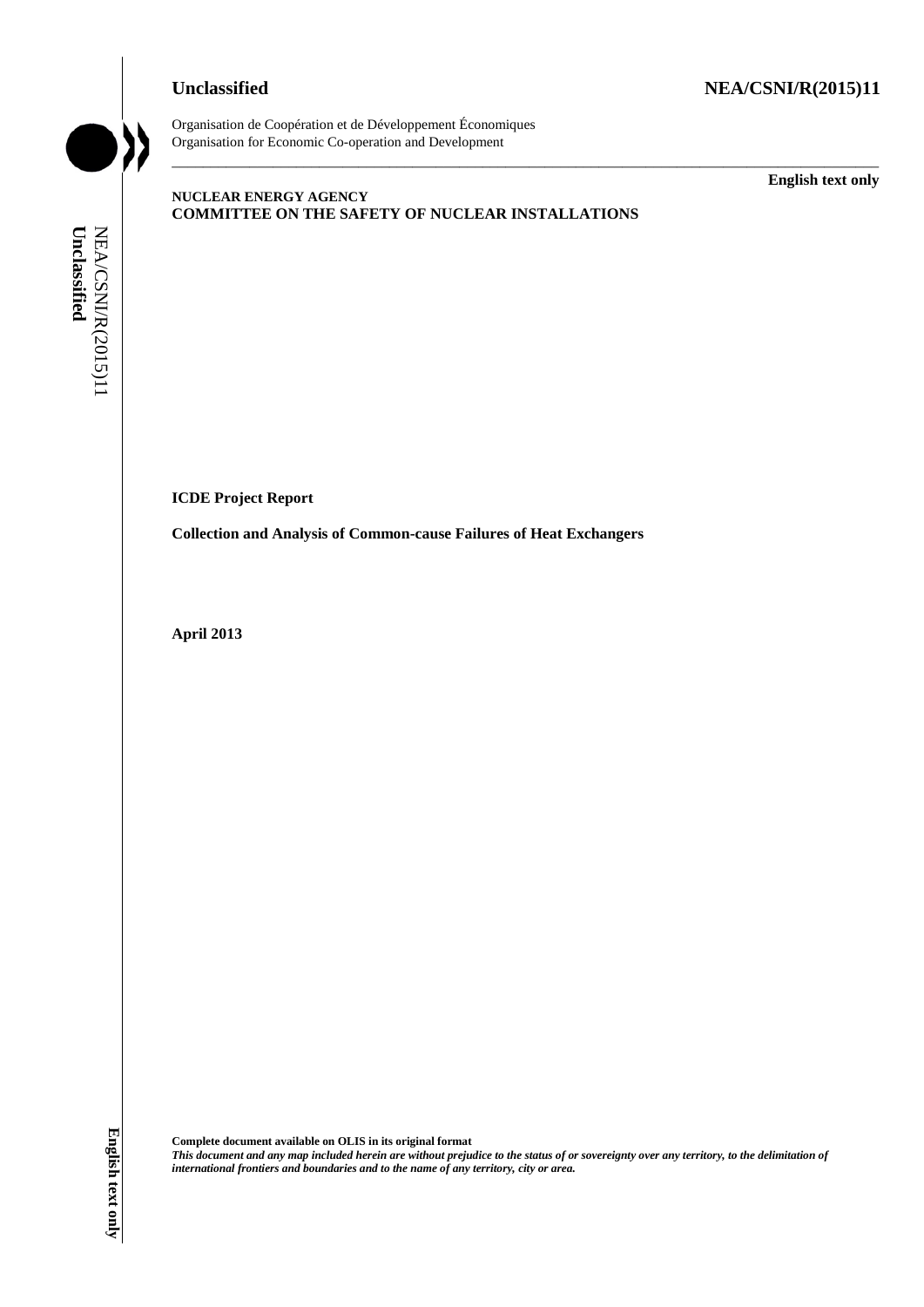Unclassified

NEA/CSNI/R(2015)11

Organisation de Coopération et de Développement Économiques
Organisation for Economic Co-operation and Development

English text only

**NUCLEAR ENERGY AGENCY**
**COMMITTEE ON THE SAFETY OF NUCLEAR INSTALLATIONS**

**ICDE Project Report**

**Collection and Analysis of Common-cause Failures of Heat Exchangers**

**April 2013**

**Complete document available on OLIS in its original format**
***This document and any map included herein are without prejudice to the status of or sovereignty over any territory, to the delimitation of international frontiers and boundaries and to the name of any territory, city or area.***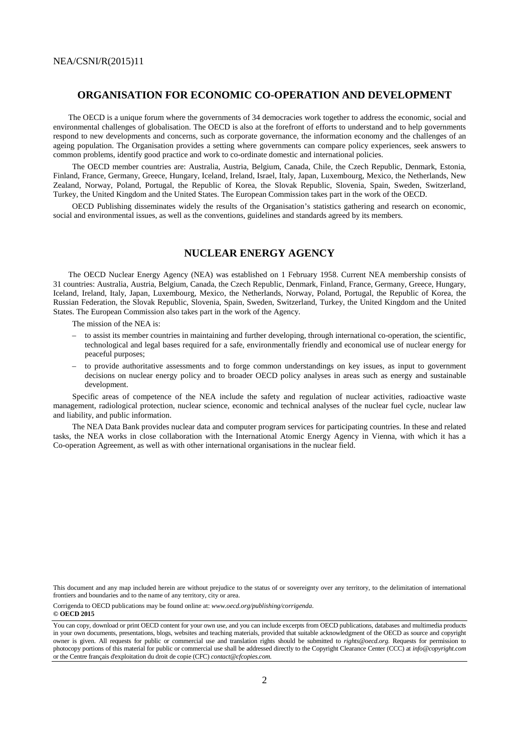## ORGANISATION FOR ECONOMIC CO-OPERATION AND DEVELOPMENT

The OECD is a unique forum where the governments of 34 democracies work together to address the economic, social and environmental challenges of globalisation. The OECD is also at the forefront of efforts to understand and to help governments respond to new developments and concerns, such as corporate governance, the information economy and the challenges of an ageing population. The Organisation provides a setting where governments can compare policy experiences, seek answers to common problems, identify good practice and work to co-ordinate domestic and international policies.

The OECD member countries are: Australia, Austria, Belgium, Canada, Chile, the Czech Republic, Denmark, Estonia, Finland, France, Germany, Greece, Hungary, Iceland, Ireland, Israel, Italy, Japan, Luxembourg, Mexico, the Netherlands, New Zealand, Norway, Poland, Portugal, the Republic of Korea, the Slovak Republic, Slovenia, Spain, Sweden, Switzerland, Turkey, the United Kingdom and the United States. The European Commission takes part in the work of the OECD.

OECD Publishing disseminates widely the results of the Organisation's statistics gathering and research on economic, social and environmental issues, as well as the conventions, guidelines and standards agreed by its members.

## NUCLEAR ENERGY AGENCY

The OECD Nuclear Energy Agency (NEA) was established on 1 February 1958. Current NEA membership consists of 31 countries: Australia, Austria, Belgium, Canada, the Czech Republic, Denmark, Finland, France, Germany, Greece, Hungary, Iceland, Ireland, Italy, Japan, Luxembourg, Mexico, the Netherlands, Norway, Poland, Portugal, the Republic of Korea, the Russian Federation, the Slovak Republic, Slovenia, Spain, Sweden, Switzerland, Turkey, the United Kingdom and the United States. The European Commission also takes part in the work of the Agency.

The mission of the NEA is:

- to assist its member countries in maintaining and further developing, through international co-operation, the scientific, technological and legal bases required for a safe, environmentally friendly and economical use of nuclear energy for peaceful purposes;
- to provide authoritative assessments and to forge common understandings on key issues, as input to government decisions on nuclear energy policy and to broader OECD policy analyses in areas such as energy and sustainable development.

Specific areas of competence of the NEA include the safety and regulation of nuclear activities, radioactive waste management, radiological protection, nuclear science, economic and technical analyses of the nuclear fuel cycle, nuclear law and liability, and public information.

The NEA Data Bank provides nuclear data and computer program services for participating countries. In these and related tasks, the NEA works in close collaboration with the International Atomic Energy Agency in Vienna, with which it has a Co-operation Agreement, as well as with other international organisations in the nuclear field.

This document and any map included herein are without prejudice to the status of or sovereignty over any territory, to the delimitation of international frontiers and boundaries and to the name of any territory, city or area.

Corrigenda to OECD publications may be found online at: *www.oecd.org/publishing/corrigenda*.

**© OECD 2015**

You can copy, download or print OECD content for your own use, and you can include excerpts from OECD publications, databases and multimedia products in your own documents, presentations, blogs, websites and teaching materials, provided that suitable acknowledgment of the OECD as source and copyright owner is given. All requests for public or commercial use and translation rights should be submitted to *rights@oecd.org*. Requests for permission to photocopy portions of this material for public or commercial use shall be addressed directly to the Copyright Clearance Center (CCC) at *info@copyright.com* or the Centre français d'exploitation du droit de copie (CFC) *contact@cfcopies.com*.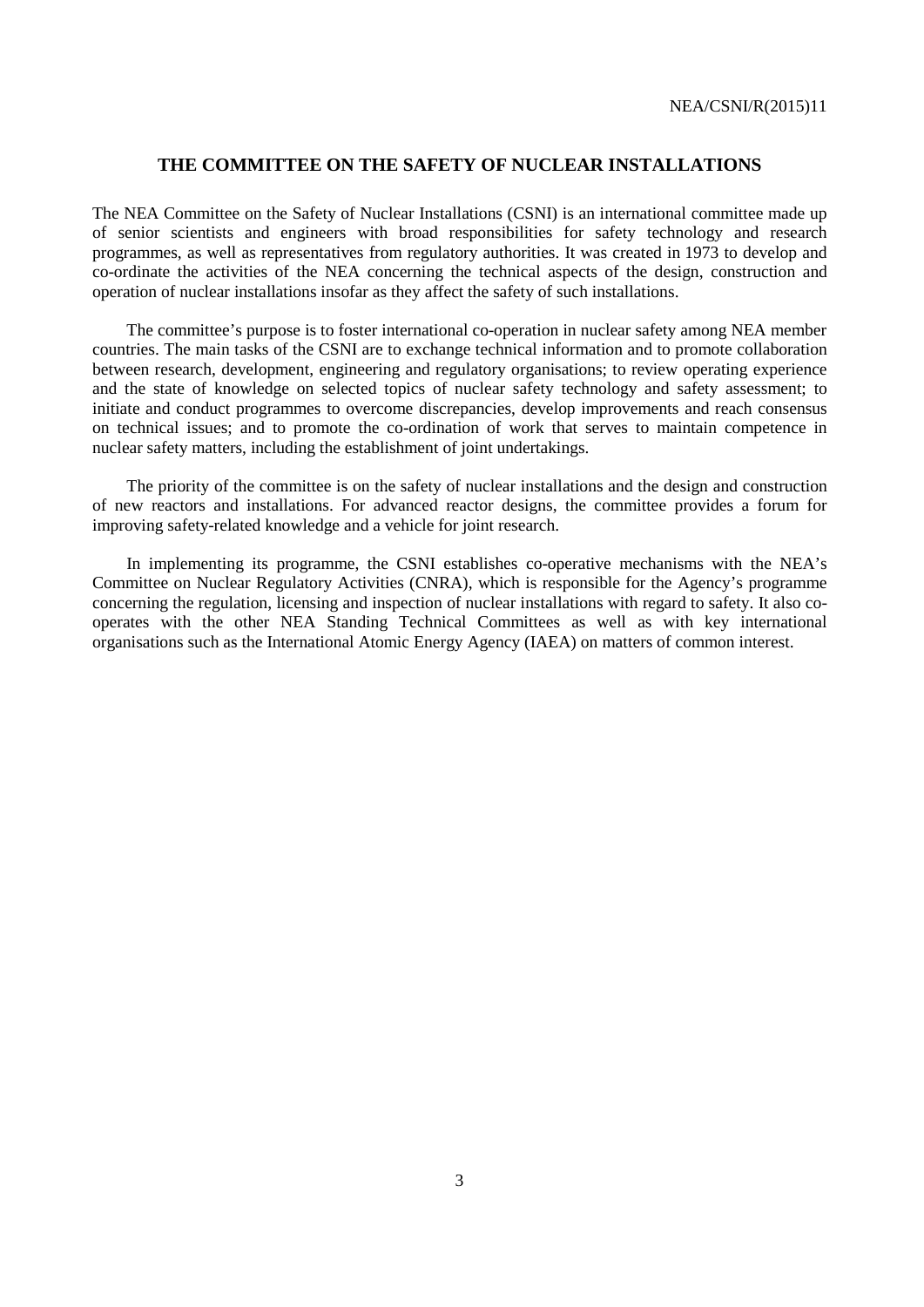## THE COMMITTEE ON THE SAFETY OF NUCLEAR INSTALLATIONS

The NEA Committee on the Safety of Nuclear Installations (CSNI) is an international committee made up of senior scientists and engineers with broad responsibilities for safety technology and research programmes, as well as representatives from regulatory authorities. It was created in 1973 to develop and co-ordinate the activities of the NEA concerning the technical aspects of the design, construction and operation of nuclear installations insofar as they affect the safety of such installations.

The committee's purpose is to foster international co-operation in nuclear safety among NEA member countries. The main tasks of the CSNI are to exchange technical information and to promote collaboration between research, development, engineering and regulatory organisations; to review operating experience and the state of knowledge on selected topics of nuclear safety technology and safety assessment; to initiate and conduct programmes to overcome discrepancies, develop improvements and reach consensus on technical issues; and to promote the co-ordination of work that serves to maintain competence in nuclear safety matters, including the establishment of joint undertakings.

The priority of the committee is on the safety of nuclear installations and the design and construction of new reactors and installations. For advanced reactor designs, the committee provides a forum for improving safety-related knowledge and a vehicle for joint research.

In implementing its programme, the CSNI establishes co-operative mechanisms with the NEA's Committee on Nuclear Regulatory Activities (CNRA), which is responsible for the Agency's programme concerning the regulation, licensing and inspection of nuclear installations with regard to safety. It also co-operates with the other NEA Standing Technical Committees as well as with key international organisations such as the International Atomic Energy Agency (IAEA) on matters of common interest.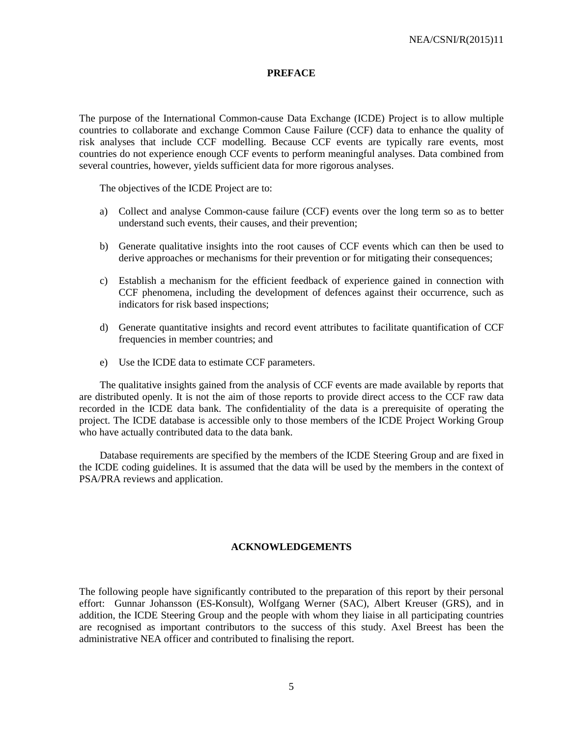## PREFACE

The purpose of the International Common-cause Data Exchange (ICDE) Project is to allow multiple countries to collaborate and exchange Common Cause Failure (CCF) data to enhance the quality of risk analyses that include CCF modelling. Because CCF events are typically rare events, most countries do not experience enough CCF events to perform meaningful analyses. Data combined from several countries, however, yields sufficient data for more rigorous analyses.

The objectives of the ICDE Project are to:

a) Collect and analyse Common-cause failure (CCF) events over the long term so as to better understand such events, their causes, and their prevention;

b) Generate qualitative insights into the root causes of CCF events which can then be used to derive approaches or mechanisms for their prevention or for mitigating their consequences;

c) Establish a mechanism for the efficient feedback of experience gained in connection with CCF phenomena, including the development of defences against their occurrence, such as indicators for risk based inspections;

d) Generate quantitative insights and record event attributes to facilitate quantification of CCF frequencies in member countries; and

e) Use the ICDE data to estimate CCF parameters.

The qualitative insights gained from the analysis of CCF events are made available by reports that are distributed openly. It is not the aim of those reports to provide direct access to the CCF raw data recorded in the ICDE data bank. The confidentiality of the data is a prerequisite of operating the project. The ICDE database is accessible only to those members of the ICDE Project Working Group who have actually contributed data to the data bank.

Database requirements are specified by the members of the ICDE Steering Group and are fixed in the ICDE coding guidelines. It is assumed that the data will be used by the members in the context of PSA/PRA reviews and application.

## ACKNOWLEDGEMENTS

The following people have significantly contributed to the preparation of this report by their personal effort: Gunnar Johansson (ES-Konsult), Wolfgang Werner (SAC), Albert Kreuser (GRS), and in addition, the ICDE Steering Group and the people with whom they liaise in all participating countries are recognised as important contributors to the success of this study. Axel Breest has been the administrative NEA officer and contributed to finalising the report.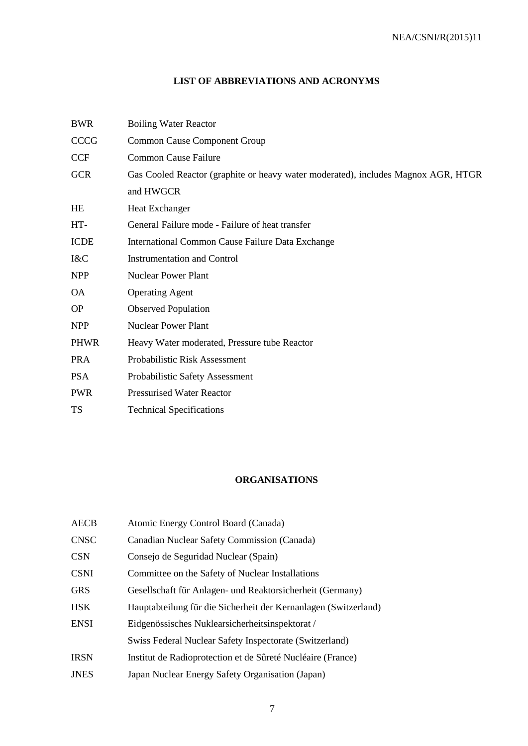## LIST OF ABBREVIATIONS AND ACRONYMS

| | |
|---|---|
| BWR | Boiling Water Reactor |
| CCCG | Common Cause Component Group |
| CCF | Common Cause Failure |
| GCR | Gas Cooled Reactor (graphite or heavy water moderated), includes Magnox AGR, HTGR and HWGCR |
| HE | Heat Exchanger |
| HT- | General Failure mode - Failure of heat transfer |
| ICDE | International Common Cause Failure Data Exchange |
| I&C | Instrumentation and Control |
| NPP | Nuclear Power Plant |
| OA | Operating Agent |
| OP | Observed Population |
| NPP | Nuclear Power Plant |
| PHWR | Heavy Water moderated, Pressure tube Reactor |
| PRA | Probabilistic Risk Assessment |
| PSA | Probabilistic Safety Assessment |
| PWR | Pressurised Water Reactor |
| TS | Technical Specifications |

## ORGANISATIONS

| | |
|---|---|
| AECB | Atomic Energy Control Board (Canada) |
| CNSC | Canadian Nuclear Safety Commission (Canada) |
| CSN | Consejo de Seguridad Nuclear (Spain) |
| CSNI | Committee on the Safety of Nuclear Installations |
| GRS | Gesellschaft für Anlagen- und Reaktorsicherheit (Germany) |
| HSK | Hauptabteilung für die Sicherheit der Kernanlagen (Switzerland) |
| ENSI | Eidgenössisches Nuklearsicherheitsinspektorat / Swiss Federal Nuclear Safety Inspectorate (Switzerland) |
| IRSN | Institut de Radioprotection et de Sûreté Nucléaire (France) |
| JNES | Japan Nuclear Energy Safety Organisation (Japan) |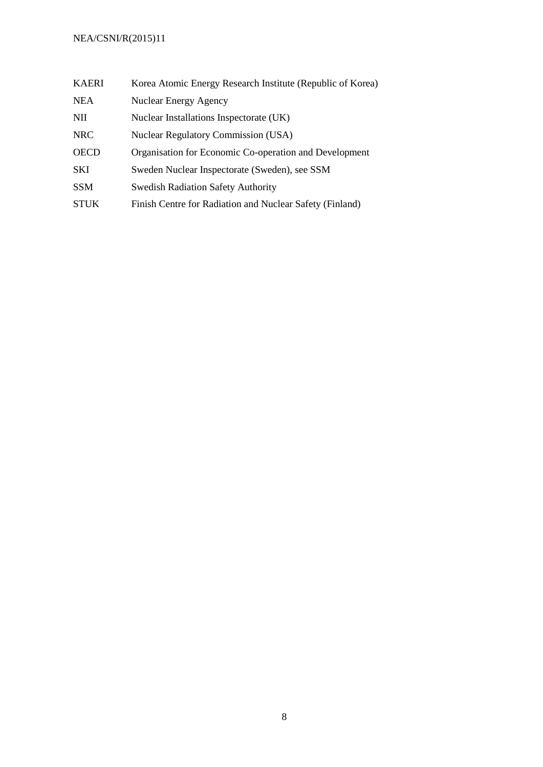| | |
|---|---|
| KAERI | Korea Atomic Energy Research Institute (Republic of Korea) |
| NEA | Nuclear Energy Agency |
| NII | Nuclear Installations Inspectorate (UK) |
| NRC | Nuclear Regulatory Commission (USA) |
| OECD | Organisation for Economic Co-operation and Development |
| SKI | Sweden Nuclear Inspectorate (Sweden), see SSM |
| SSM | Swedish Radiation Safety Authority |
| STUK | Finish Centre for Radiation and Nuclear Safety (Finland) |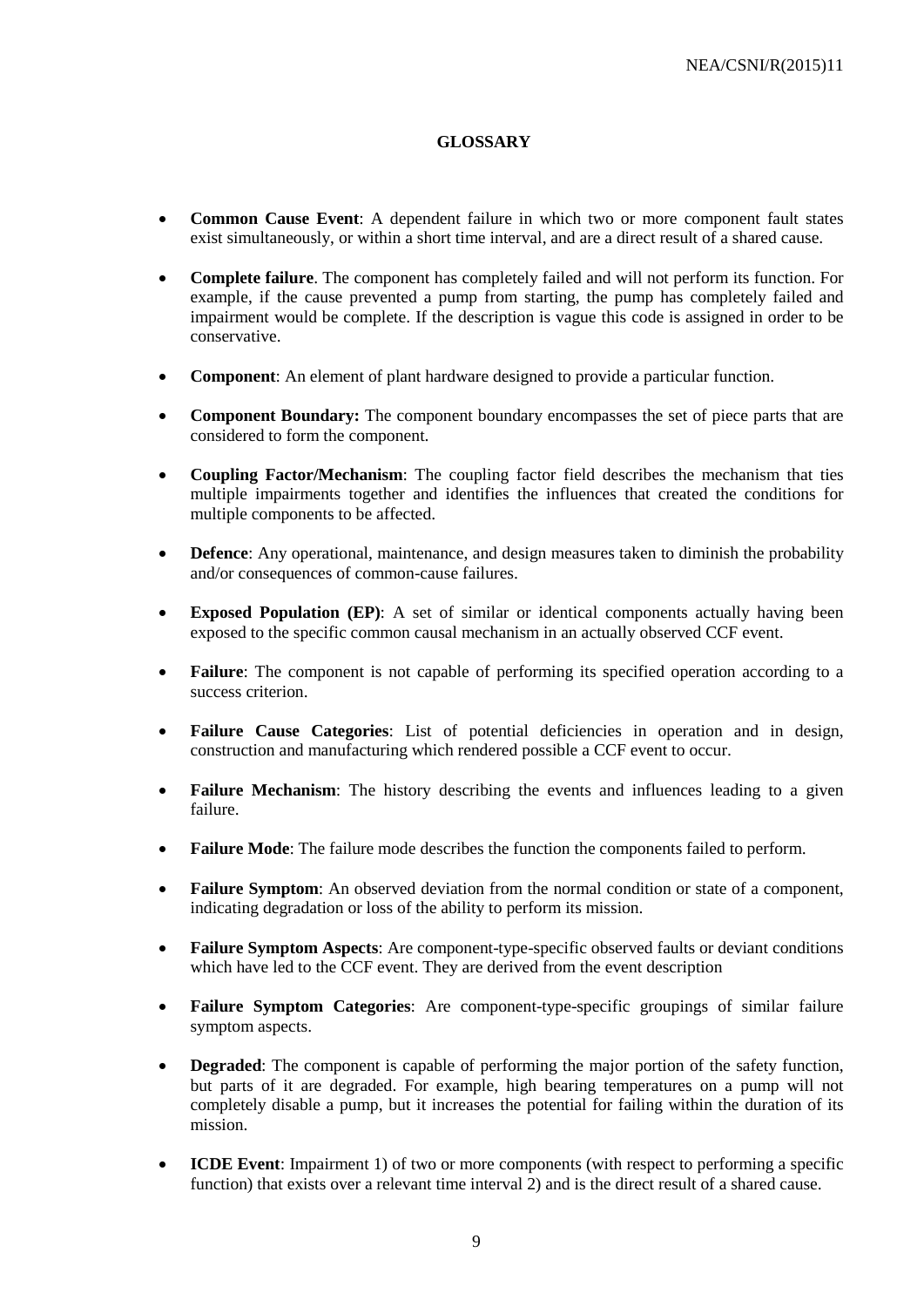## GLOSSARY

- **Common Cause Event**: A dependent failure in which two or more component fault states exist simultaneously, or within a short time interval, and are a direct result of a shared cause.
- **Complete failure**. The component has completely failed and will not perform its function. For example, if the cause prevented a pump from starting, the pump has completely failed and impairment would be complete. If the description is vague this code is assigned in order to be conservative.
- **Component**: An element of plant hardware designed to provide a particular function.
- **Component Boundary:** The component boundary encompasses the set of piece parts that are considered to form the component.
- **Coupling Factor/Mechanism**: The coupling factor field describes the mechanism that ties multiple impairments together and identifies the influences that created the conditions for multiple components to be affected.
- **Defence**: Any operational, maintenance, and design measures taken to diminish the probability and/or consequences of common-cause failures.
- **Exposed Population (EP)**: A set of similar or identical components actually having been exposed to the specific common causal mechanism in an actually observed CCF event.
- **Failure**: The component is not capable of performing its specified operation according to a success criterion.
- **Failure Cause Categories**: List of potential deficiencies in operation and in design, construction and manufacturing which rendered possible a CCF event to occur.
- **Failure Mechanism**: The history describing the events and influences leading to a given failure.
- **Failure Mode**: The failure mode describes the function the components failed to perform.
- **Failure Symptom**: An observed deviation from the normal condition or state of a component, indicating degradation or loss of the ability to perform its mission.
- **Failure Symptom Aspects**: Are component-type-specific observed faults or deviant conditions which have led to the CCF event. They are derived from the event description
- **Failure Symptom Categories**: Are component-type-specific groupings of similar failure symptom aspects.
- **Degraded**: The component is capable of performing the major portion of the safety function, but parts of it are degraded. For example, high bearing temperatures on a pump will not completely disable a pump, but it increases the potential for failing within the duration of its mission.
- **ICDE Event**: Impairment 1) of two or more components (with respect to performing a specific function) that exists over a relevant time interval 2) and is the direct result of a shared cause.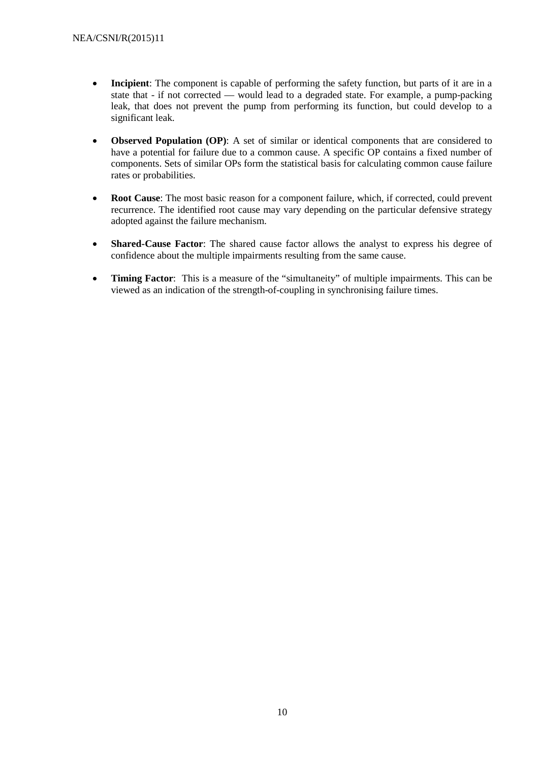- **Incipient**: The component is capable of performing the safety function, but parts of it are in a state that - if not corrected — would lead to a degraded state. For example, a pump-packing leak, that does not prevent the pump from performing its function, but could develop to a significant leak.

- **Observed Population (OP)**: A set of similar or identical components that are considered to have a potential for failure due to a common cause. A specific OP contains a fixed number of components. Sets of similar OPs form the statistical basis for calculating common cause failure rates or probabilities.

- **Root Cause**: The most basic reason for a component failure, which, if corrected, could prevent recurrence. The identified root cause may vary depending on the particular defensive strategy adopted against the failure mechanism.

- **Shared-Cause Factor**: The shared cause factor allows the analyst to express his degree of confidence about the multiple impairments resulting from the same cause.

- **Timing Factor**: This is a measure of the "simultaneity" of multiple impairments. This can be viewed as an indication of the strength-of-coupling in synchronising failure times.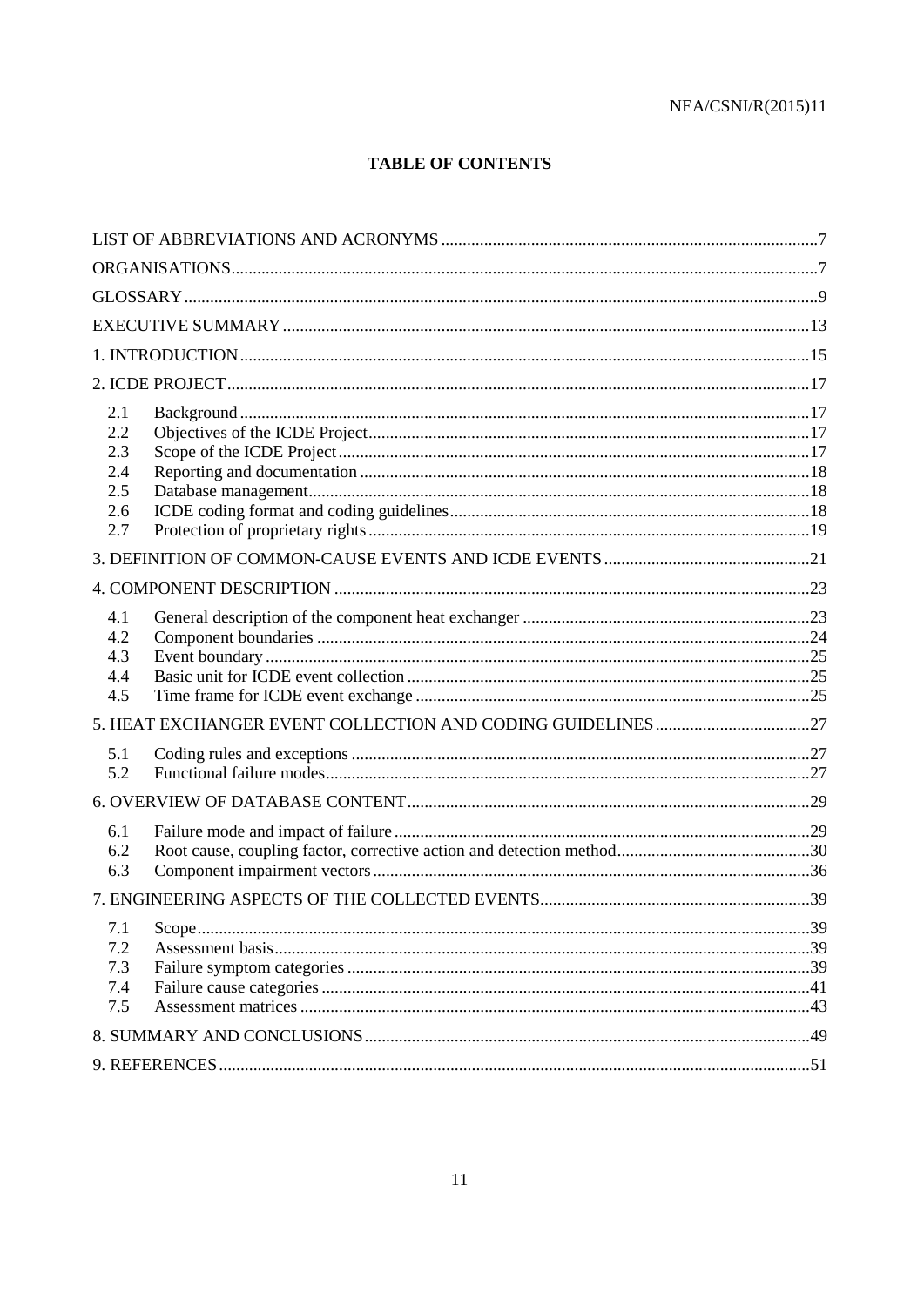# TABLE OF CONTENTS

| | | |
|---|---|---|
| LIST OF ABBREVIATIONS AND ACRONYMS | | 7 |
| ORGANISATIONS | | 7 |
| GLOSSARY | | 9 |
| EXECUTIVE SUMMARY | | 13 |
| 1. INTRODUCTION | | 15 |
| 2. ICDE PROJECT | | 17 |
| 2.1 | Background | 17 |
| 2.2 | Objectives of the ICDE Project | 17 |
| 2.3 | Scope of the ICDE Project | 17 |
| 2.4 | Reporting and documentation | 18 |
| 2.5 | Database management | 18 |
| 2.6 | ICDE coding format and coding guidelines | 18 |
| 2.7 | Protection of proprietary rights | 19 |
| 3. DEFINITION OF COMMON-CAUSE EVENTS AND ICDE EVENTS | | 21 |
| 4. COMPONENT DESCRIPTION | | 23 |
| 4.1 | General description of the component heat exchanger | 23 |
| 4.2 | Component boundaries | 24 |
| 4.3 | Event boundary | 25 |
| 4.4 | Basic unit for ICDE event collection | 25 |
| 4.5 | Time frame for ICDE event exchange | 25 |
| 5. HEAT EXCHANGER EVENT COLLECTION AND CODING GUIDELINES | | 27 |
| 5.1 | Coding rules and exceptions | 27 |
| 5.2 | Functional failure modes | 27 |
| 6. OVERVIEW OF DATABASE CONTENT | | 29 |
| 6.1 | Failure mode and impact of failure | 29 |
| 6.2 | Root cause, coupling factor, corrective action and detection method | 30 |
| 6.3 | Component impairment vectors | 36 |
| 7. ENGINEERING ASPECTS OF THE COLLECTED EVENTS | | 39 |
| 7.1 | Scope | 39 |
| 7.2 | Assessment basis | 39 |
| 7.3 | Failure symptom categories | 39 |
| 7.4 | Failure cause categories | 41 |
| 7.5 | Assessment matrices | 43 |
| 8. SUMMARY AND CONCLUSIONS | | 49 |
| 9. REFERENCES | | 51 |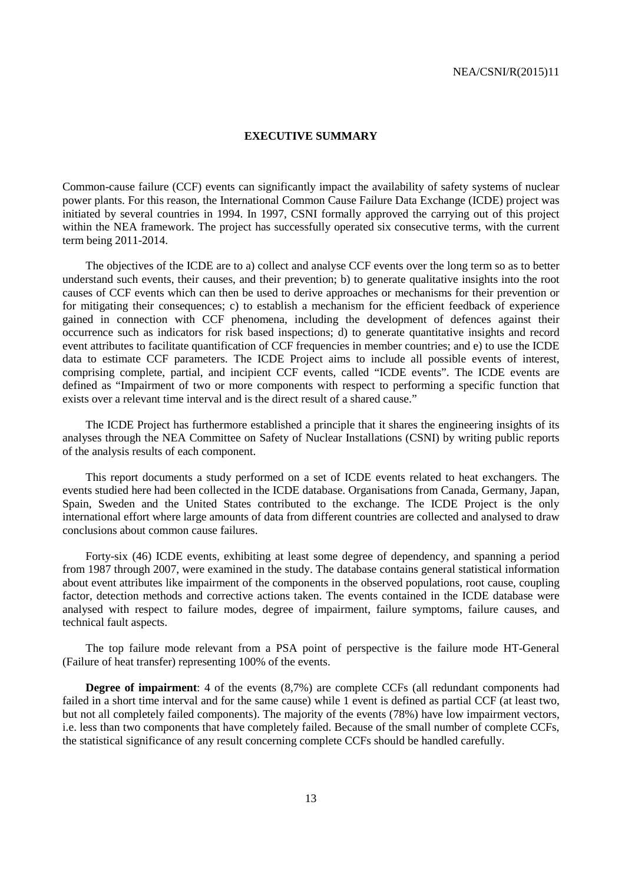## EXECUTIVE SUMMARY

Common-cause failure (CCF) events can significantly impact the availability of safety systems of nuclear power plants. For this reason, the International Common Cause Failure Data Exchange (ICDE) project was initiated by several countries in 1994. In 1997, CSNI formally approved the carrying out of this project within the NEA framework. The project has successfully operated six consecutive terms, with the current term being 2011-2014.

The objectives of the ICDE are to a) collect and analyse CCF events over the long term so as to better understand such events, their causes, and their prevention; b) to generate qualitative insights into the root causes of CCF events which can then be used to derive approaches or mechanisms for their prevention or for mitigating their consequences; c) to establish a mechanism for the efficient feedback of experience gained in connection with CCF phenomena, including the development of defences against their occurrence such as indicators for risk based inspections; d) to generate quantitative insights and record event attributes to facilitate quantification of CCF frequencies in member countries; and e) to use the ICDE data to estimate CCF parameters. The ICDE Project aims to include all possible events of interest, comprising complete, partial, and incipient CCF events, called "ICDE events". The ICDE events are defined as "Impairment of two or more components with respect to performing a specific function that exists over a relevant time interval and is the direct result of a shared cause."

The ICDE Project has furthermore established a principle that it shares the engineering insights of its analyses through the NEA Committee on Safety of Nuclear Installations (CSNI) by writing public reports of the analysis results of each component.

This report documents a study performed on a set of ICDE events related to heat exchangers. The events studied here had been collected in the ICDE database. Organisations from Canada, Germany, Japan, Spain, Sweden and the United States contributed to the exchange. The ICDE Project is the only international effort where large amounts of data from different countries are collected and analysed to draw conclusions about common cause failures.

Forty-six (46) ICDE events, exhibiting at least some degree of dependency, and spanning a period from 1987 through 2007, were examined in the study. The database contains general statistical information about event attributes like impairment of the components in the observed populations, root cause, coupling factor, detection methods and corrective actions taken. The events contained in the ICDE database were analysed with respect to failure modes, degree of impairment, failure symptoms, failure causes, and technical fault aspects.

The top failure mode relevant from a PSA point of perspective is the failure mode HT-General (Failure of heat transfer) representing 100% of the events.

**Degree of impairment**: 4 of the events (8,7%) are complete CCFs (all redundant components had failed in a short time interval and for the same cause) while 1 event is defined as partial CCF (at least two, but not all completely failed components). The majority of the events (78%) have low impairment vectors, i.e. less than two components that have completely failed. Because of the small number of complete CCFs, the statistical significance of any result concerning complete CCFs should be handled carefully.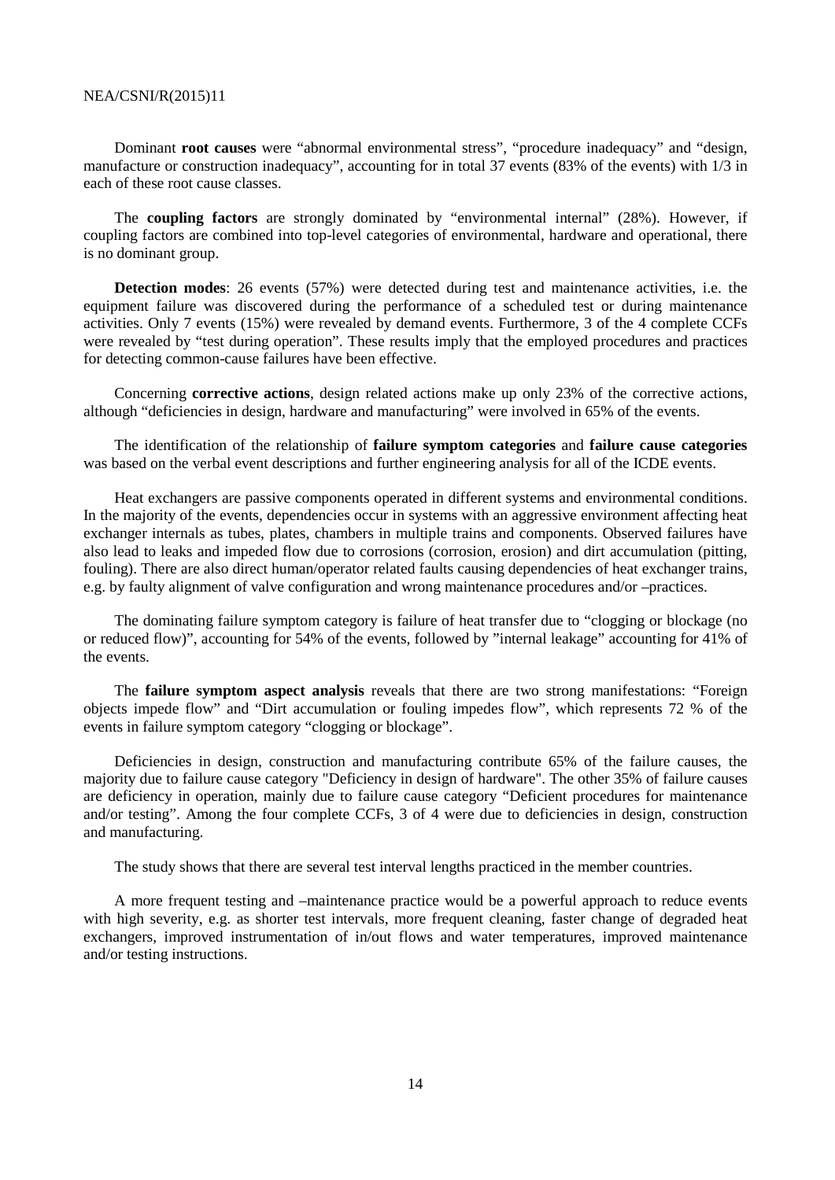Dominant **root causes** were “abnormal environmental stress”, “procedure inadequacy” and “design, manufacture or construction inadequacy”, accounting for in total 37 events (83% of the events) with 1/3 in each of these root cause classes.

The **coupling factors** are strongly dominated by “environmental internal” (28%). However, if coupling factors are combined into top-level categories of environmental, hardware and operational, there is no dominant group.

**Detection modes**: 26 events (57%) were detected during test and maintenance activities, i.e. the equipment failure was discovered during the performance of a scheduled test or during maintenance activities. Only 7 events (15%) were revealed by demand events. Furthermore, 3 of the 4 complete CCFs were revealed by “test during operation”. These results imply that the employed procedures and practices for detecting common-cause failures have been effective.

Concerning **corrective actions**, design related actions make up only 23% of the corrective actions, although “deficiencies in design, hardware and manufacturing” were involved in 65% of the events.

The identification of the relationship of **failure symptom categories** and **failure cause categories** was based on the verbal event descriptions and further engineering analysis for all of the ICDE events.

Heat exchangers are passive components operated in different systems and environmental conditions. In the majority of the events, dependencies occur in systems with an aggressive environment affecting heat exchanger internals as tubes, plates, chambers in multiple trains and components. Observed failures have also lead to leaks and impeded flow due to corrosions (corrosion, erosion) and dirt accumulation (pitting, fouling). There are also direct human/operator related faults causing dependencies of heat exchanger trains, e.g. by faulty alignment of valve configuration and wrong maintenance procedures and/or –practices.

The dominating failure symptom category is failure of heat transfer due to “clogging or blockage (no or reduced flow)”, accounting for 54% of the events, followed by ”internal leakage” accounting for 41% of the events.

The **failure symptom aspect analysis** reveals that there are two strong manifestations: “Foreign objects impede flow” and “Dirt accumulation or fouling impedes flow”, which represents 72 % of the events in failure symptom category “clogging or blockage”.

Deficiencies in design, construction and manufacturing contribute 65% of the failure causes, the majority due to failure cause category "Deficiency in design of hardware". The other 35% of failure causes are deficiency in operation, mainly due to failure cause category “Deficient procedures for maintenance and/or testing”. Among the four complete CCFs, 3 of 4 were due to deficiencies in design, construction and manufacturing.

The study shows that there are several test interval lengths practiced in the member countries.

A more frequent testing and –maintenance practice would be a powerful approach to reduce events with high severity, e.g. as shorter test intervals, more frequent cleaning, faster change of degraded heat exchangers, improved instrumentation of in/out flows and water temperatures, improved maintenance and/or testing instructions.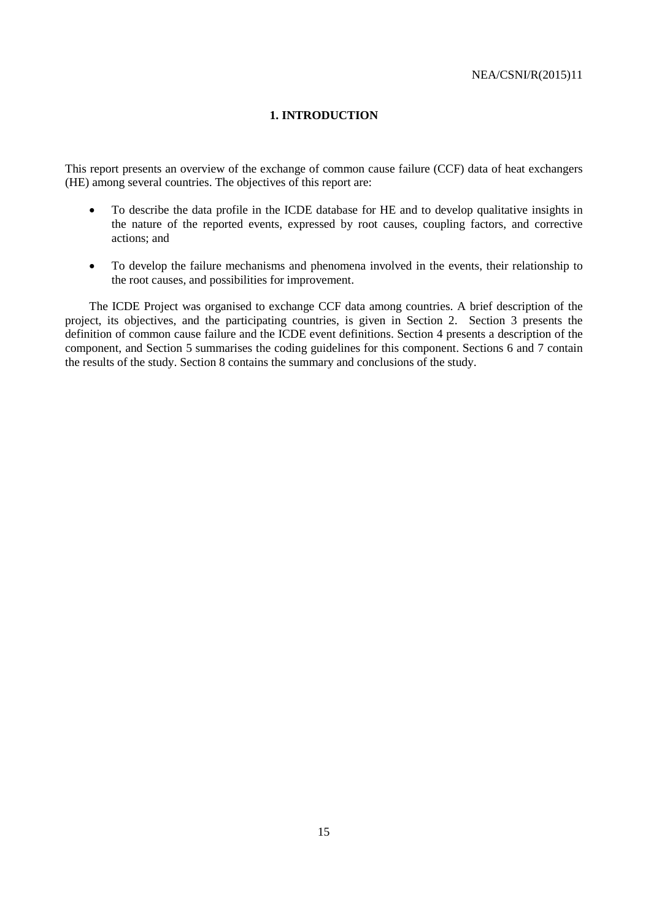# 1. INTRODUCTION

This report presents an overview of the exchange of common cause failure (CCF) data of heat exchangers (HE) among several countries. The objectives of this report are:

- To describe the data profile in the ICDE database for HE and to develop qualitative insights in the nature of the reported events, expressed by root causes, coupling factors, and corrective actions; and
- To develop the failure mechanisms and phenomena involved in the events, their relationship to the root causes, and possibilities for improvement.

The ICDE Project was organised to exchange CCF data among countries. A brief description of the project, its objectives, and the participating countries, is given in Section 2. Section 3 presents the definition of common cause failure and the ICDE event definitions. Section 4 presents a description of the component, and Section 5 summarises the coding guidelines for this component. Sections 6 and 7 contain the results of the study. Section 8 contains the summary and conclusions of the study.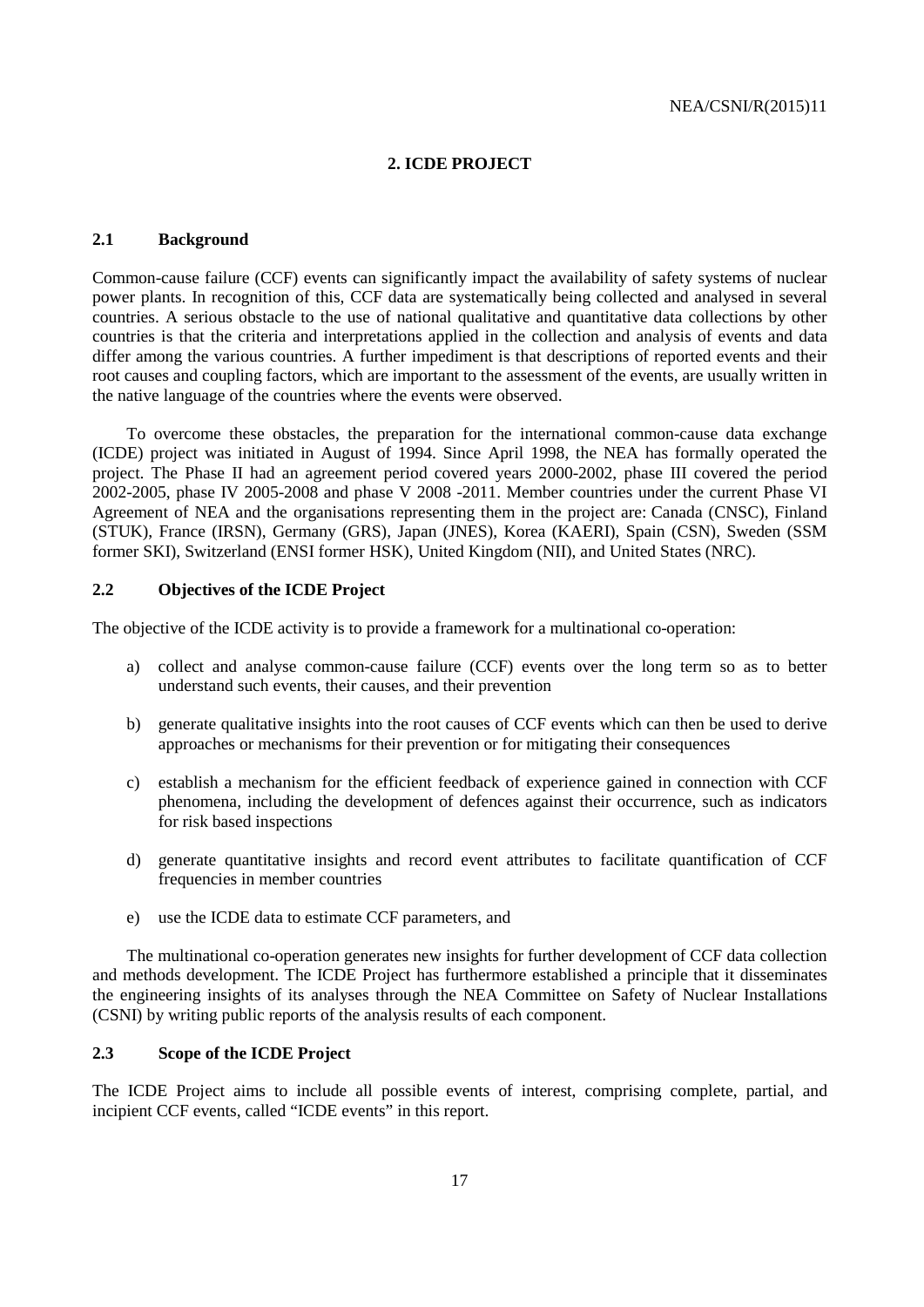# 2. ICDE PROJECT

## 2.1 Background

Common-cause failure (CCF) events can significantly impact the availability of safety systems of nuclear power plants. In recognition of this, CCF data are systematically being collected and analysed in several countries. A serious obstacle to the use of national qualitative and quantitative data collections by other countries is that the criteria and interpretations applied in the collection and analysis of events and data differ among the various countries. A further impediment is that descriptions of reported events and their root causes and coupling factors, which are important to the assessment of the events, are usually written in the native language of the countries where the events were observed.

To overcome these obstacles, the preparation for the international common-cause data exchange (ICDE) project was initiated in August of 1994. Since April 1998, the NEA has formally operated the project. The Phase II had an agreement period covered years 2000-2002, phase III covered the period 2002-2005, phase IV 2005-2008 and phase V 2008 -2011. Member countries under the current Phase VI Agreement of NEA and the organisations representing them in the project are: Canada (CNSC), Finland (STUK), France (IRSN), Germany (GRS), Japan (JNES), Korea (KAERI), Spain (CSN), Sweden (SSM former SKI), Switzerland (ENSI former HSK), United Kingdom (NII), and United States (NRC).

## 2.2 Objectives of the ICDE Project

The objective of the ICDE activity is to provide a framework for a multinational co-operation:

a) collect and analyse common-cause failure (CCF) events over the long term so as to better understand such events, their causes, and their prevention

b) generate qualitative insights into the root causes of CCF events which can then be used to derive approaches or mechanisms for their prevention or for mitigating their consequences

c) establish a mechanism for the efficient feedback of experience gained in connection with CCF phenomena, including the development of defences against their occurrence, such as indicators for risk based inspections

d) generate quantitative insights and record event attributes to facilitate quantification of CCF frequencies in member countries

e) use the ICDE data to estimate CCF parameters, and

The multinational co-operation generates new insights for further development of CCF data collection and methods development. The ICDE Project has furthermore established a principle that it disseminates the engineering insights of its analyses through the NEA Committee on Safety of Nuclear Installations (CSNI) by writing public reports of the analysis results of each component.

## 2.3 Scope of the ICDE Project

The ICDE Project aims to include all possible events of interest, comprising complete, partial, and incipient CCF events, called "ICDE events" in this report.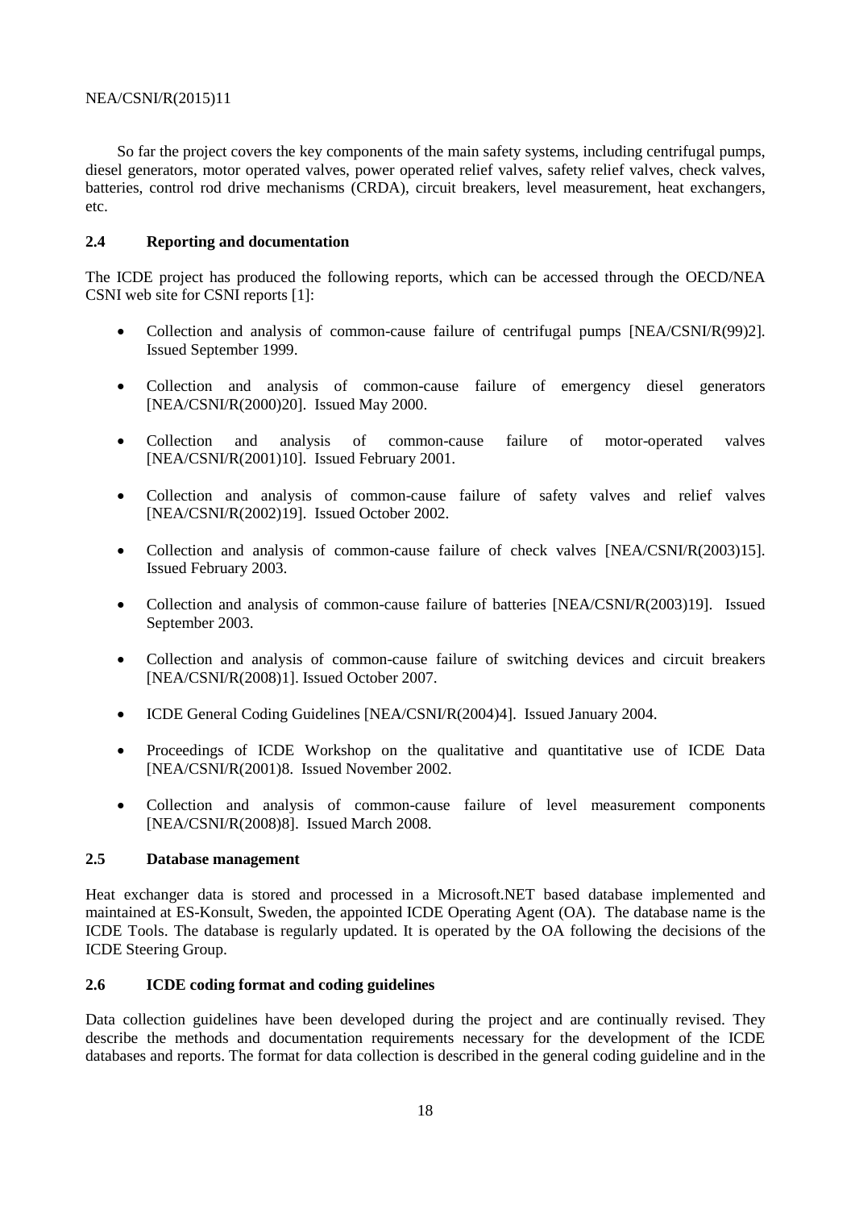So far the project covers the key components of the main safety systems, including centrifugal pumps, diesel generators, motor operated valves, power operated relief valves, safety relief valves, check valves, batteries, control rod drive mechanisms (CRDA), circuit breakers, level measurement, heat exchangers, etc.

## 2.4 Reporting and documentation

The ICDE project has produced the following reports, which can be accessed through the OECD/NEA CSNI web site for CSNI reports [1]:

- Collection and analysis of common-cause failure of centrifugal pumps [NEA/CSNI/R(99)2]. Issued September 1999.
- Collection and analysis of common-cause failure of emergency diesel generators [NEA/CSNI/R(2000)20]. Issued May 2000.
- Collection and analysis of common-cause failure of motor-operated valves [NEA/CSNI/R(2001)10]. Issued February 2001.
- Collection and analysis of common-cause failure of safety valves and relief valves [NEA/CSNI/R(2002)19]. Issued October 2002.
- Collection and analysis of common-cause failure of check valves [NEA/CSNI/R(2003)15]. Issued February 2003.
- Collection and analysis of common-cause failure of batteries [NEA/CSNI/R(2003)19]. Issued September 2003.
- Collection and analysis of common-cause failure of switching devices and circuit breakers [NEA/CSNI/R(2008)1]. Issued October 2007.
- ICDE General Coding Guidelines [NEA/CSNI/R(2004)4]. Issued January 2004.
- Proceedings of ICDE Workshop on the qualitative and quantitative use of ICDE Data [NEA/CSNI/R(2001)8. Issued November 2002.
- Collection and analysis of common-cause failure of level measurement components [NEA/CSNI/R(2008)8]. Issued March 2008.

## 2.5 Database management

Heat exchanger data is stored and processed in a Microsoft.NET based database implemented and maintained at ES-Konsult, Sweden, the appointed ICDE Operating Agent (OA). The database name is the ICDE Tools. The database is regularly updated. It is operated by the OA following the decisions of the ICDE Steering Group.

## 2.6 ICDE coding format and coding guidelines

Data collection guidelines have been developed during the project and are continually revised. They describe the methods and documentation requirements necessary for the development of the ICDE databases and reports. The format for data collection is described in the general coding guideline and in the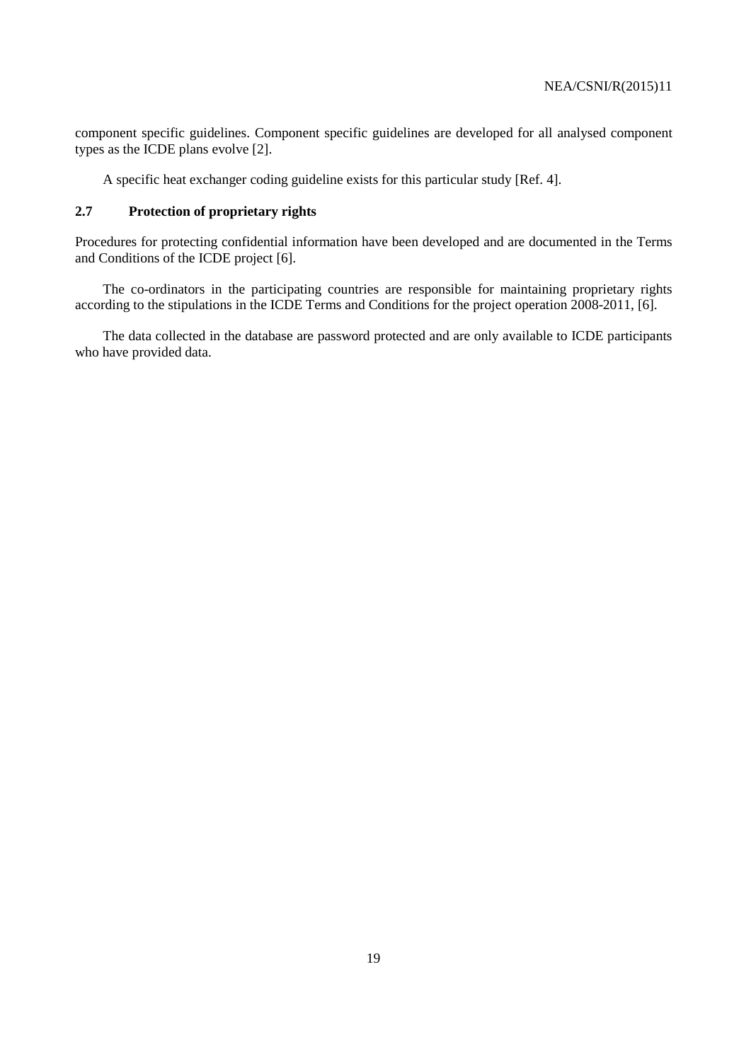component specific guidelines. Component specific guidelines are developed for all analysed component types as the ICDE plans evolve [2].

A specific heat exchanger coding guideline exists for this particular study [Ref. 4].

### 2.7 Protection of proprietary rights

Procedures for protecting confidential information have been developed and are documented in the Terms and Conditions of the ICDE project [6].

The co-ordinators in the participating countries are responsible for maintaining proprietary rights according to the stipulations in the ICDE Terms and Conditions for the project operation 2008-2011, [6].

The data collected in the database are password protected and are only available to ICDE participants who have provided data.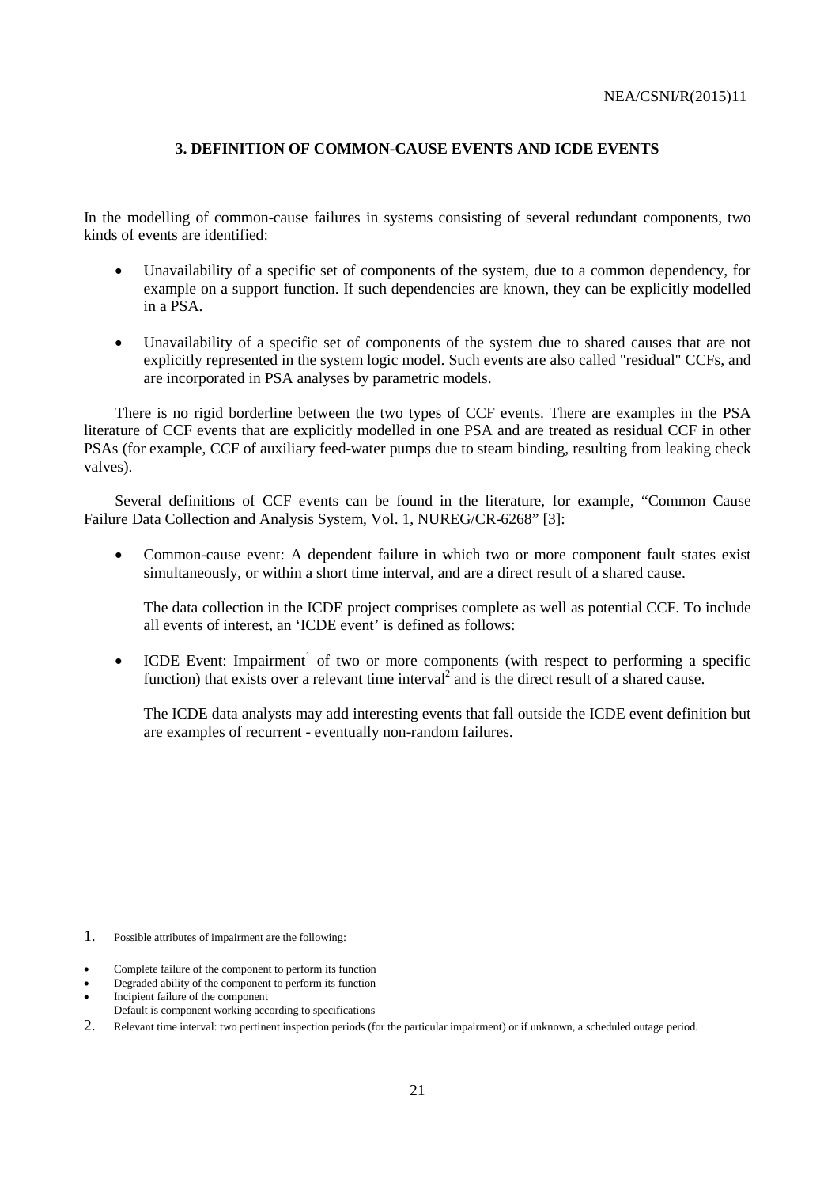# 3. DEFINITION OF COMMON-CAUSE EVENTS AND ICDE EVENTS

In the modelling of common-cause failures in systems consisting of several redundant components, two kinds of events are identified:

- Unavailability of a specific set of components of the system, due to a common dependency, for example on a support function. If such dependencies are known, they can be explicitly modelled in a PSA.

- Unavailability of a specific set of components of the system due to shared causes that are not explicitly represented in the system logic model. Such events are also called "residual" CCFs, and are incorporated in PSA analyses by parametric models.

There is no rigid borderline between the two types of CCF events. There are examples in the PSA literature of CCF events that are explicitly modelled in one PSA and are treated as residual CCF in other PSAs (for example, CCF of auxiliary feed-water pumps due to steam binding, resulting from leaking check valves).

Several definitions of CCF events can be found in the literature, for example, “Common Cause Failure Data Collection and Analysis System, Vol. 1, NUREG/CR-6268” [3]:

- Common-cause event: A dependent failure in which two or more component fault states exist simultaneously, or within a short time interval, and are a direct result of a shared cause.

  The data collection in the ICDE project comprises complete as well as potential CCF. To include all events of interest, an ‘ICDE event’ is defined as follows:

- ICDE Event: Impairment[1] of two or more components (with respect to performing a specific function) that exists over a relevant time interval[2] and is the direct result of a shared cause.

  The ICDE data analysts may add interesting events that fall outside the ICDE event definition but are examples of recurrent - eventually non-random failures.

---

1. Possible attributes of impairment are the following:

- Complete failure of the component to perform its function
- Degraded ability of the component to perform its function
- Incipient failure of the component

  Default is component working according to specifications

2. Relevant time interval: two pertinent inspection periods (for the particular impairment) or if unknown, a scheduled outage period.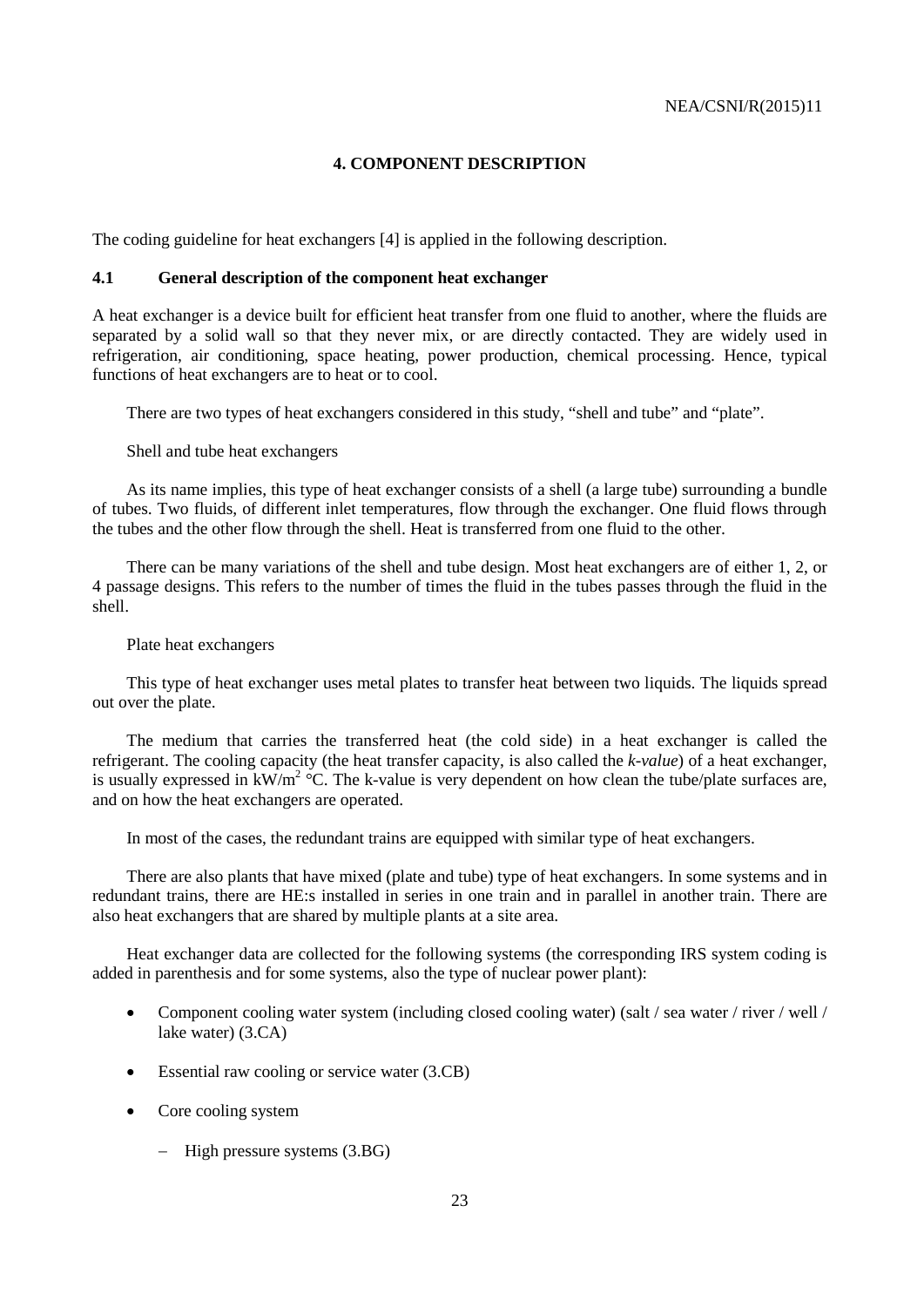# 4. COMPONENT DESCRIPTION

The coding guideline for heat exchangers [4] is applied in the following description.

## 4.1 General description of the component heat exchanger

A heat exchanger is a device built for efficient heat transfer from one fluid to another, where the fluids are separated by a solid wall so that they never mix, or are directly contacted. They are widely used in refrigeration, air conditioning, space heating, power production, chemical processing. Hence, typical functions of heat exchangers are to heat or to cool.

There are two types of heat exchangers considered in this study, "shell and tube" and "plate".

Shell and tube heat exchangers

As its name implies, this type of heat exchanger consists of a shell (a large tube) surrounding a bundle of tubes. Two fluids, of different inlet temperatures, flow through the exchanger. One fluid flows through the tubes and the other flow through the shell. Heat is transferred from one fluid to the other.

There can be many variations of the shell and tube design. Most heat exchangers are of either 1, 2, or 4 passage designs. This refers to the number of times the fluid in the tubes passes through the fluid in the shell.

Plate heat exchangers

This type of heat exchanger uses metal plates to transfer heat between two liquids. The liquids spread out over the plate.

The medium that carries the transferred heat (the cold side) in a heat exchanger is called the refrigerant. The cooling capacity (the heat transfer capacity, is also called the *k-value*) of a heat exchanger, is usually expressed in $kW/m^2$ °C. The k-value is very dependent on how clean the tube/plate surfaces are, and on how the heat exchangers are operated.

In most of the cases, the redundant trains are equipped with similar type of heat exchangers.

There are also plants that have mixed (plate and tube) type of heat exchangers. In some systems and in redundant trains, there are HE:s installed in series in one train and in parallel in another train. There are also heat exchangers that are shared by multiple plants at a site area.

Heat exchanger data are collected for the following systems (the corresponding IRS system coding is added in parenthesis and for some systems, also the type of nuclear power plant):

- Component cooling water system (including closed cooling water) (salt / sea water / river / well / lake water) (3.CA)
- Essential raw cooling or service water (3.CB)
- Core cooling system
  - High pressure systems (3.BG)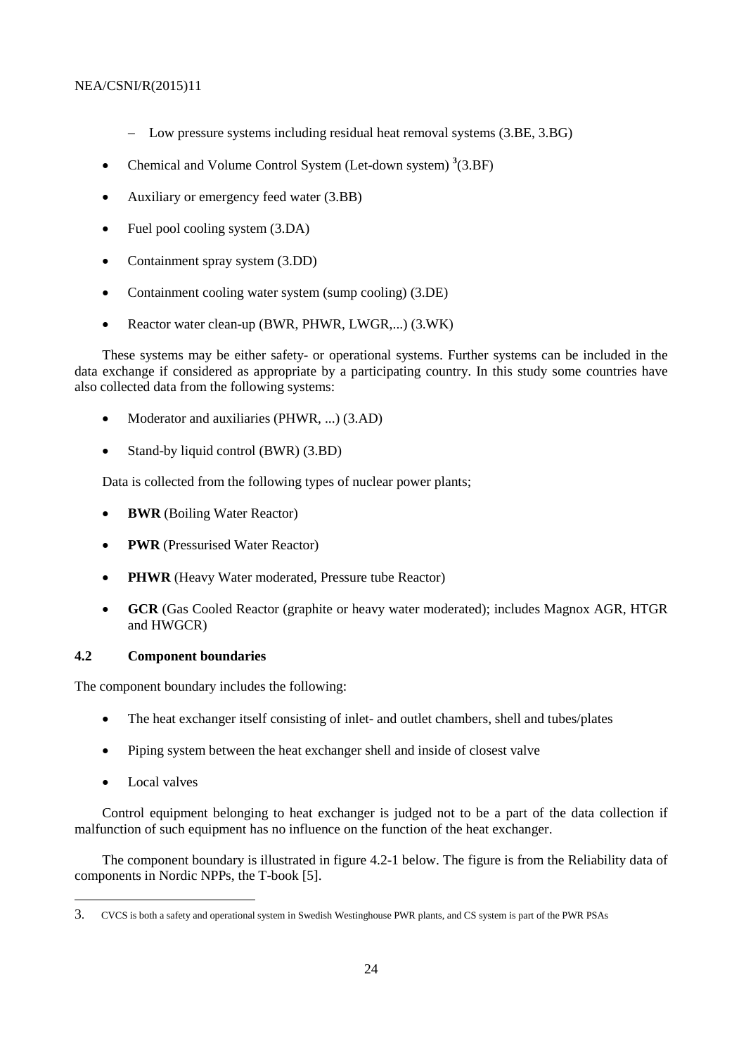- Low pressure systems including residual heat removal systems (3.BE, 3.BG)

- Chemical and Volume Control System (Let-down system) [3] (3.BF)
- Auxiliary or emergency feed water (3.BB)
- Fuel pool cooling system (3.DA)
- Containment spray system (3.DD)
- Containment cooling water system (sump cooling) (3.DE)
- Reactor water clean-up (BWR, PHWR, LWGR,...) (3.WK)

These systems may be either safety- or operational systems. Further systems can be included in the data exchange if considered as appropriate by a participating country. In this study some countries have also collected data from the following systems:

- Moderator and auxiliaries (PHWR, ...) (3.AD)
- Stand-by liquid control (BWR) (3.BD)

Data is collected from the following types of nuclear power plants;

- **BWR** (Boiling Water Reactor)
- **PWR** (Pressurised Water Reactor)
- **PHWR** (Heavy Water moderated, Pressure tube Reactor)
- **GCR** (Gas Cooled Reactor (graphite or heavy water moderated); includes Magnox AGR, HTGR and HWGCR)

### 4.2 Component boundaries

The component boundary includes the following:

- The heat exchanger itself consisting of inlet- and outlet chambers, shell and tubes/plates
- Piping system between the heat exchanger shell and inside of closest valve
- Local valves

Control equipment belonging to heat exchanger is judged not to be a part of the data collection if malfunction of such equipment has no influence on the function of the heat exchanger.

The component boundary is illustrated in figure 4.2-1 below. The figure is from the Reliability data of components in Nordic NPPs, the T-book [5].

---

3. CVCS is both a safety and operational system in Swedish Westinghouse PWR plants, and CS system is part of the PWR PSAs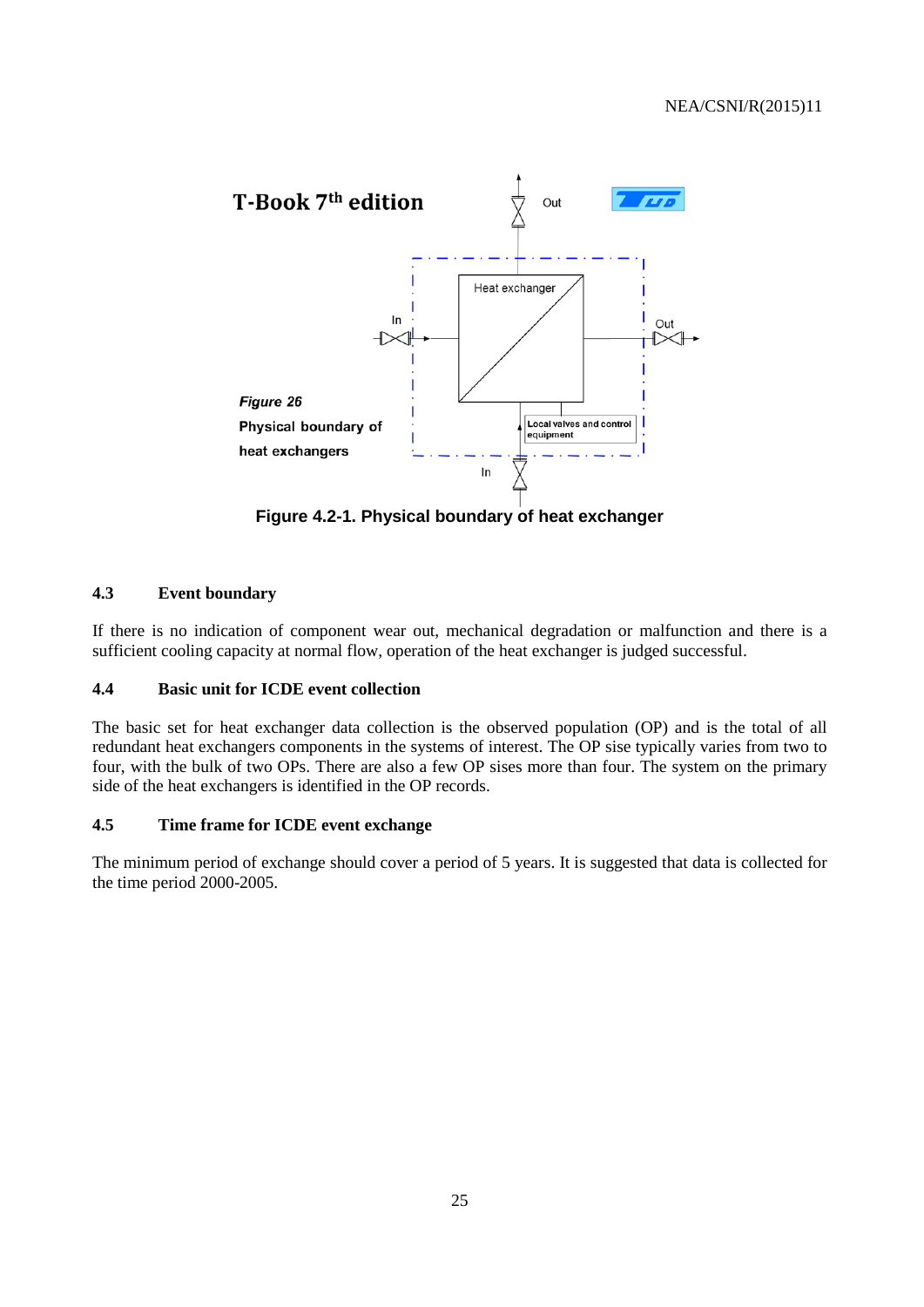Figure 4.2-1. Physical boundary of heat exchanger

### 4.3 Event boundary

If there is no indication of component wear out, mechanical degradation or malfunction and there is a sufficient cooling capacity at normal flow, operation of the heat exchanger is judged successful.

### 4.4 Basic unit for ICDE event collection

The basic set for heat exchanger data collection is the observed population (OP) and is the total of all redundant heat exchangers components in the systems of interest. The OP sise typically varies from two to four, with the bulk of two OPs. There are also a few OP sises more than four. The system on the primary side of the heat exchangers is identified in the OP records.

### 4.5 Time frame for ICDE event exchange

The minimum period of exchange should cover a period of 5 years. It is suggested that data is collected for the time period 2000-2005.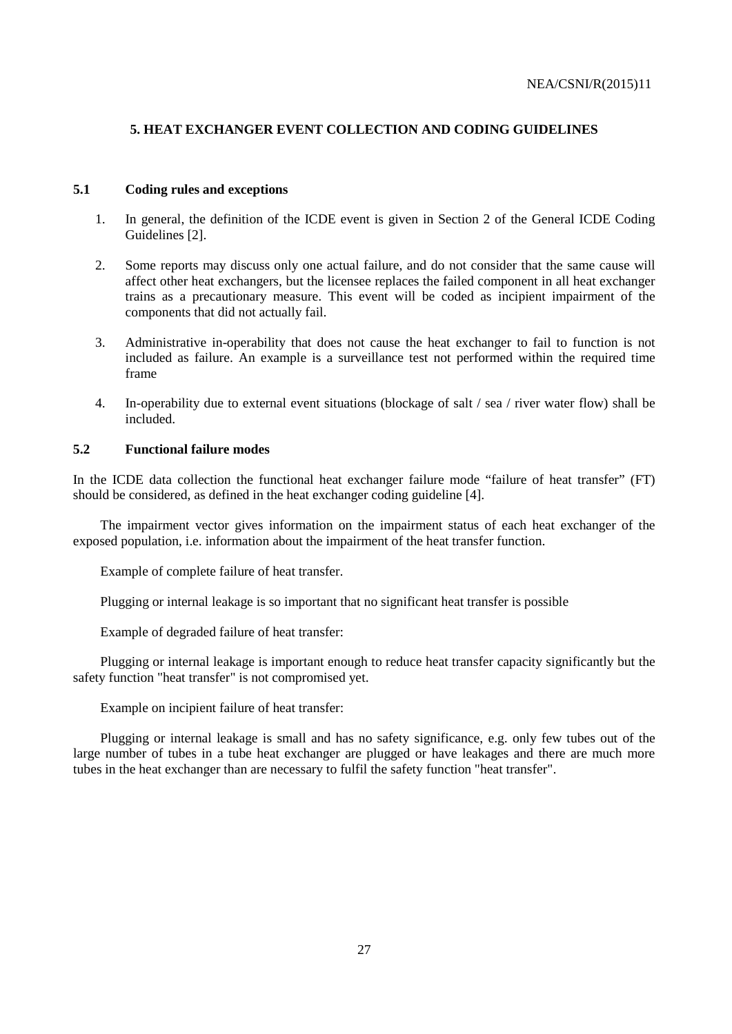# 5. HEAT EXCHANGER EVENT COLLECTION AND CODING GUIDELINES

## 5.1 Coding rules and exceptions

1. In general, the definition of the ICDE event is given in Section 2 of the General ICDE Coding Guidelines [2].

2. Some reports may discuss only one actual failure, and do not consider that the same cause will affect other heat exchangers, but the licensee replaces the failed component in all heat exchanger trains as a precautionary measure. This event will be coded as incipient impairment of the components that did not actually fail.

3. Administrative in-operability that does not cause the heat exchanger to fail to function is not included as failure. An example is a surveillance test not performed within the required time frame

4. In-operability due to external event situations (blockage of salt / sea / river water flow) shall be included.

## 5.2 Functional failure modes

In the ICDE data collection the functional heat exchanger failure mode "failure of heat transfer" (FT) should be considered, as defined in the heat exchanger coding guideline [4].

The impairment vector gives information on the impairment status of each heat exchanger of the exposed population, i.e. information about the impairment of the heat transfer function.

Example of complete failure of heat transfer.

Plugging or internal leakage is so important that no significant heat transfer is possible

Example of degraded failure of heat transfer:

Plugging or internal leakage is important enough to reduce heat transfer capacity significantly but the safety function "heat transfer" is not compromised yet.

Example on incipient failure of heat transfer:

Plugging or internal leakage is small and has no safety significance, e.g. only few tubes out of the large number of tubes in a tube heat exchanger are plugged or have leakages and there are much more tubes in the heat exchanger than are necessary to fulfil the safety function "heat transfer".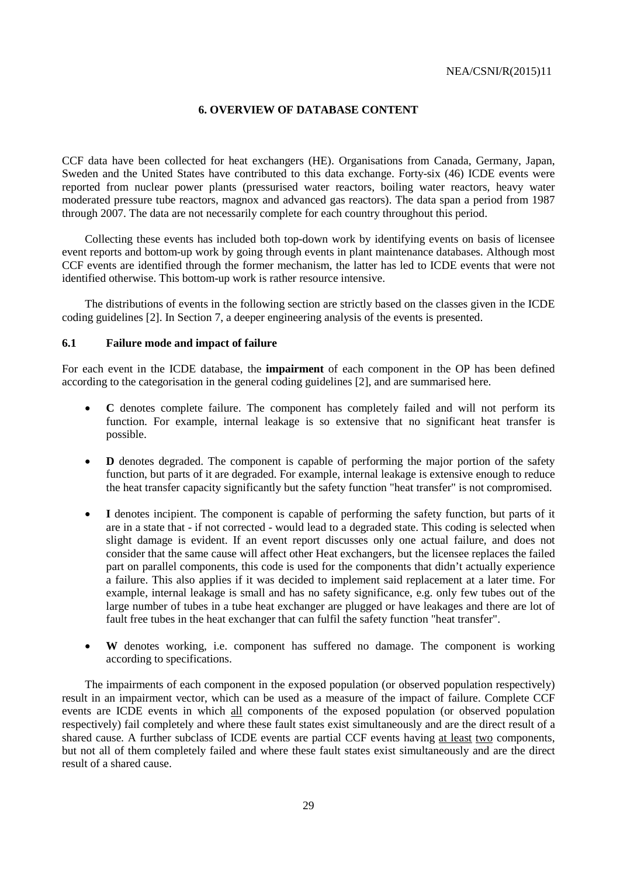## 6. OVERVIEW OF DATABASE CONTENT

CCF data have been collected for heat exchangers (HE). Organisations from Canada, Germany, Japan, Sweden and the United States have contributed to this data exchange. Forty-six (46) ICDE events were reported from nuclear power plants (pressurised water reactors, boiling water reactors, heavy water moderated pressure tube reactors, magnox and advanced gas reactors). The data span a period from 1987 through 2007. The data are not necessarily complete for each country throughout this period.

Collecting these events has included both top-down work by identifying events on basis of licensee event reports and bottom-up work by going through events in plant maintenance databases. Although most CCF events are identified through the former mechanism, the latter has led to ICDE events that were not identified otherwise. This bottom-up work is rather resource intensive.

The distributions of events in the following section are strictly based on the classes given in the ICDE coding guidelines [2]. In Section 7, a deeper engineering analysis of the events is presented.

### 6.1 Failure mode and impact of failure

For each event in the ICDE database, the **impairment** of each component in the OP has been defined according to the categorisation in the general coding guidelines [2], and are summarised here.

- **C** denotes complete failure. The component has completely failed and will not perform its function. For example, internal leakage is so extensive that no significant heat transfer is possible.
- **D** denotes degraded. The component is capable of performing the major portion of the safety function, but parts of it are degraded. For example, internal leakage is extensive enough to reduce the heat transfer capacity significantly but the safety function "heat transfer" is not compromised.
- **I** denotes incipient. The component is capable of performing the safety function, but parts of it are in a state that - if not corrected - would lead to a degraded state. This coding is selected when slight damage is evident. If an event report discusses only one actual failure, and does not consider that the same cause will affect other Heat exchangers, but the licensee replaces the failed part on parallel components, this code is used for the components that didn't actually experience a failure. This also applies if it was decided to implement said replacement at a later time. For example, internal leakage is small and has no safety significance, e.g. only few tubes out of the large number of tubes in a tube heat exchanger are plugged or have leakages and there are lot of fault free tubes in the heat exchanger that can fulfil the safety function "heat transfer".
- **W** denotes working, i.e. component has suffered no damage. The component is working according to specifications.

The impairments of each component in the exposed population (or observed population respectively) result in an impairment vector, which can be used as a measure of the impact of failure. Complete CCF events are ICDE events in which all components of the exposed population (or observed population respectively) fail completely and where these fault states exist simultaneously and are the direct result of a shared cause. A further subclass of ICDE events are partial CCF events having at least two components, but not all of them completely failed and where these fault states exist simultaneously and are the direct result of a shared cause.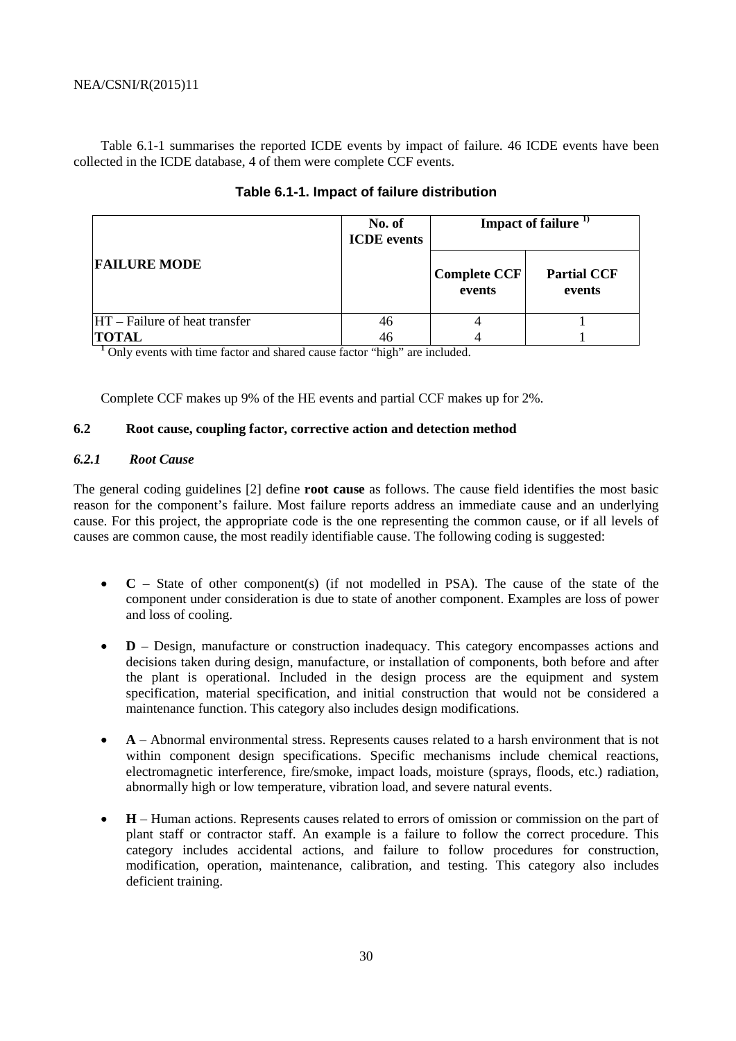Table 6.1-1 summarises the reported ICDE events by impact of failure. 46 ICDE events have been collected in the ICDE database, 4 of them were complete CCF events.

**Table 6.1-1. Impact of failure distribution**

| FAILURE MODE | No. of ICDE events | Impact of failure [1] | |
|---|---|---|---|
| | | Complete CCF events | Partial CCF events |
| HT – Failure of heat transfer | 46 | 4 | 1 |
| **TOTAL** | 46 | 4 | 1 |

[1] Only events with time factor and shared cause factor "high" are included.

Complete CCF makes up 9% of the HE events and partial CCF makes up for 2%.

## 6.2 Root cause, coupling factor, corrective action and detection method

### *6.2.1 Root Cause*

The general coding guidelines [2] define **root cause** as follows. The cause field identifies the most basic reason for the component's failure. Most failure reports address an immediate cause and an underlying cause. For this project, the appropriate code is the one representing the common cause, or if all levels of causes are common cause, the most readily identifiable cause. The following coding is suggested:

- **C** – State of other component(s) (if not modelled in PSA). The cause of the state of the component under consideration is due to state of another component. Examples are loss of power and loss of cooling.
- **D** – Design, manufacture or construction inadequacy. This category encompasses actions and decisions taken during design, manufacture, or installation of components, both before and after the plant is operational. Included in the design process are the equipment and system specification, material specification, and initial construction that would not be considered a maintenance function. This category also includes design modifications.
- **A** – Abnormal environmental stress. Represents causes related to a harsh environment that is not within component design specifications. Specific mechanisms include chemical reactions, electromagnetic interference, fire/smoke, impact loads, moisture (sprays, floods, etc.) radiation, abnormally high or low temperature, vibration load, and severe natural events.
- **H** – Human actions. Represents causes related to errors of omission or commission on the part of plant staff or contractor staff. An example is a failure to follow the correct procedure. This category includes accidental actions, and failure to follow procedures for construction, modification, operation, maintenance, calibration, and testing. This category also includes deficient training.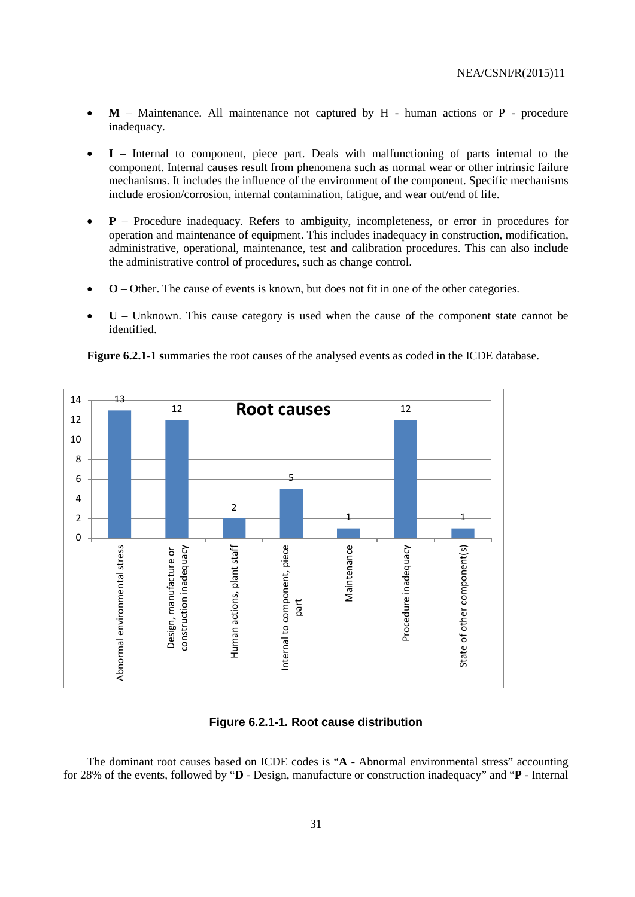- **M** – Maintenance. All maintenance not captured by H - human actions or P - procedure inadequacy.

- **I** – Internal to component, piece part. Deals with malfunctioning of parts internal to the component. Internal causes result from phenomena such as normal wear or other intrinsic failure mechanisms. It includes the influence of the environment of the component. Specific mechanisms include erosion/corrosion, internal contamination, fatigue, and wear out/end of life.

- **P** – Procedure inadequacy. Refers to ambiguity, incompleteness, or error in procedures for operation and maintenance of equipment. This includes inadequacy in construction, modification, administrative, operational, maintenance, test and calibration procedures. This can also include the administrative control of procedures, such as change control.

- **O** – Other. The cause of events is known, but does not fit in one of the other categories.

- **U** – Unknown. This cause category is used when the cause of the component state cannot be identified.

**Figure 6.2.1-1 s**ummaries the root causes of the analysed events as coded in the ICDE database.

**Root causes**

| Root cause | Number of events |
|---|---|
| Abnormal environmental stress | 13 |
| Design, manufacture or construction inadequacy | 12 |
| Human actions, plant staff | 2 |
| Internal to component, piece part | 5 |
| Maintenance | 1 |
| Procedure inadequacy | 12 |
| State of other component(s) | 1 |

**Figure 6.2.1-1. Root cause distribution**

The dominant root causes based on ICDE codes is "**A** - Abnormal environmental stress" accounting for 28% of the events, followed by "**D** - Design, manufacture or construction inadequacy" and "**P** - Internal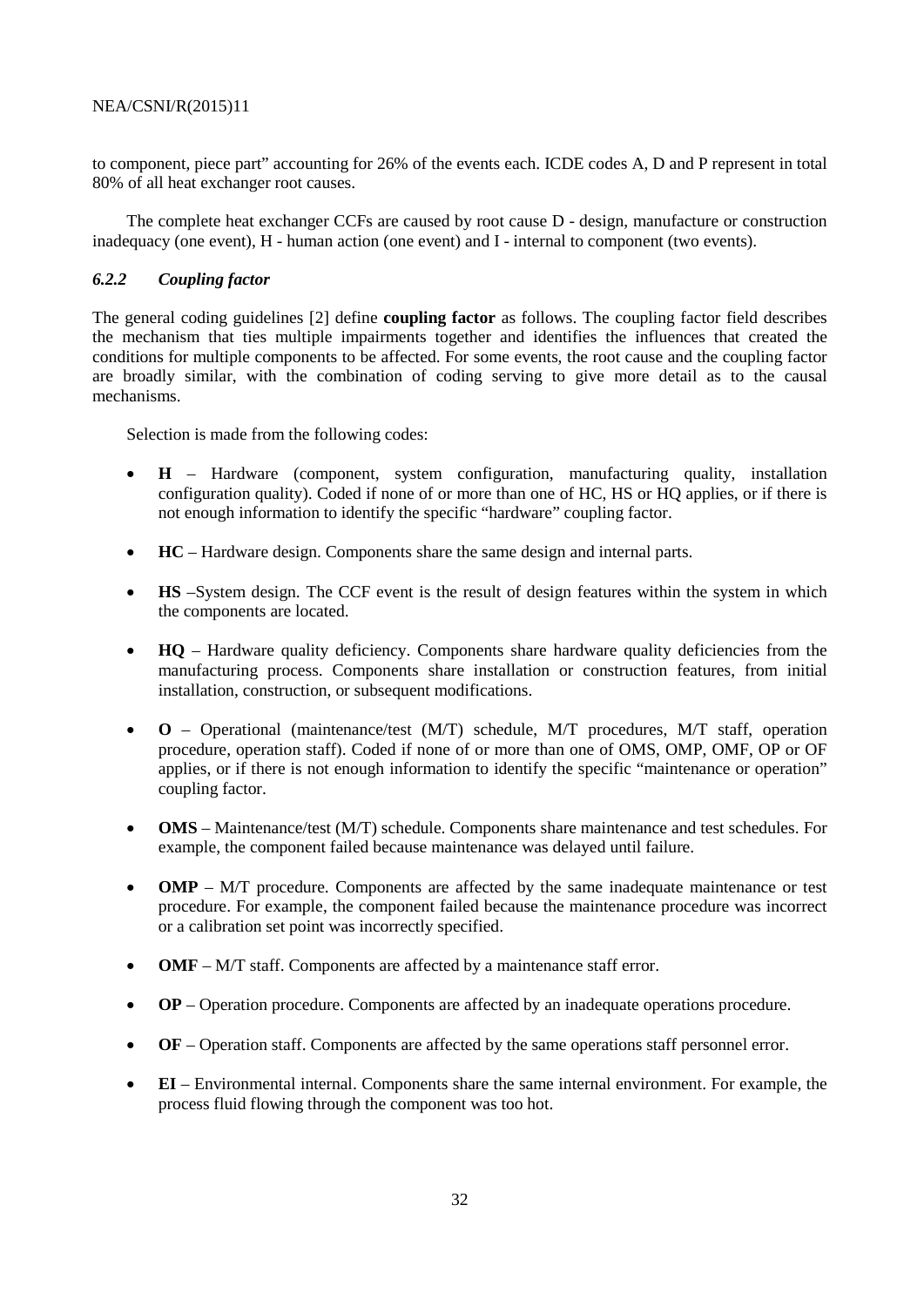to component, piece part" accounting for 26% of the events each. ICDE codes A, D and P represent in total 80% of all heat exchanger root causes.

The complete heat exchanger CCFs are caused by root cause D - design, manufacture or construction inadequacy (one event), H - human action (one event) and I - internal to component (two events).

### *6.2.2 Coupling factor*

The general coding guidelines [2] define **coupling factor** as follows. The coupling factor field describes the mechanism that ties multiple impairments together and identifies the influences that created the conditions for multiple components to be affected. For some events, the root cause and the coupling factor are broadly similar, with the combination of coding serving to give more detail as to the causal mechanisms.

Selection is made from the following codes:

- **H** – Hardware (component, system configuration, manufacturing quality, installation configuration quality). Coded if none of or more than one of HC, HS or HQ applies, or if there is not enough information to identify the specific "hardware" coupling factor.
- **HC** – Hardware design. Components share the same design and internal parts.
- **HS** –System design. The CCF event is the result of design features within the system in which the components are located.
- **HQ** – Hardware quality deficiency. Components share hardware quality deficiencies from the manufacturing process. Components share installation or construction features, from initial installation, construction, or subsequent modifications.
- **O** – Operational (maintenance/test (M/T) schedule, M/T procedures, M/T staff, operation procedure, operation staff). Coded if none of or more than one of OMS, OMP, OMF, OP or OF applies, or if there is not enough information to identify the specific "maintenance or operation" coupling factor.
- **OMS** – Maintenance/test (M/T) schedule. Components share maintenance and test schedules. For example, the component failed because maintenance was delayed until failure.
- **OMP** – M/T procedure. Components are affected by the same inadequate maintenance or test procedure. For example, the component failed because the maintenance procedure was incorrect or a calibration set point was incorrectly specified.
- **OMF** – M/T staff. Components are affected by a maintenance staff error.
- **OP** – Operation procedure. Components are affected by an inadequate operations procedure.
- **OF** – Operation staff. Components are affected by the same operations staff personnel error.
- **EI** – Environmental internal. Components share the same internal environment. For example, the process fluid flowing through the component was too hot.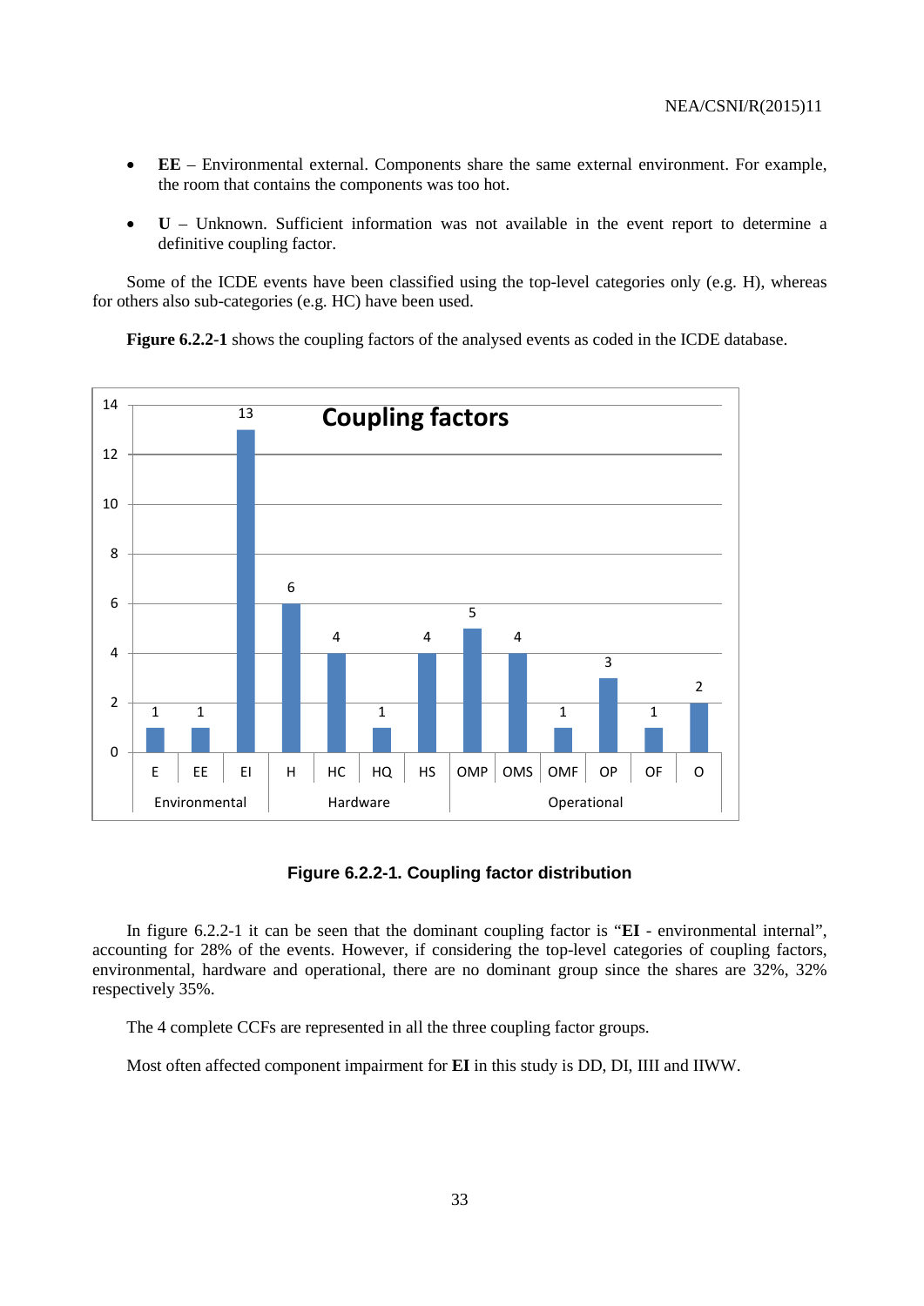- **EE** – Environmental external. Components share the same external environment. For example, the room that contains the components was too hot.
- **U** – Unknown. Sufficient information was not available in the event report to determine a definitive coupling factor.

Some of the ICDE events have been classified using the top-level categories only (e.g. H), whereas for others also sub-categories (e.g. HC) have been used.

**Figure 6.2.2-1** shows the coupling factors of the analysed events as coded in the ICDE database.

| Group | Coupling factor | Count |
|---|---|---|
| Environmental | E | 1 |
| | EE | 1 |
| | EI | 13 |
| Hardware | H | 6 |
| | HC | 4 |
| | HQ | 1 |
| | HS | 4 |
| Operational | OMP | 5 |
| | OMS | 4 |
| | OMF | 1 |
| | OP | 3 |
| | OF | 1 |
| | O | 2 |

**Figure 6.2.2-1. Coupling factor distribution**

In figure 6.2.2-1 it can be seen that the dominant coupling factor is "**EI** - environmental internal", accounting for 28% of the events. However, if considering the top-level categories of coupling factors, environmental, hardware and operational, there are no dominant group since the shares are 32%, 32% respectively 35%.

The 4 complete CCFs are represented in all the three coupling factor groups.

Most often affected component impairment for **EI** in this study is DD, DI, IIII and IIWW.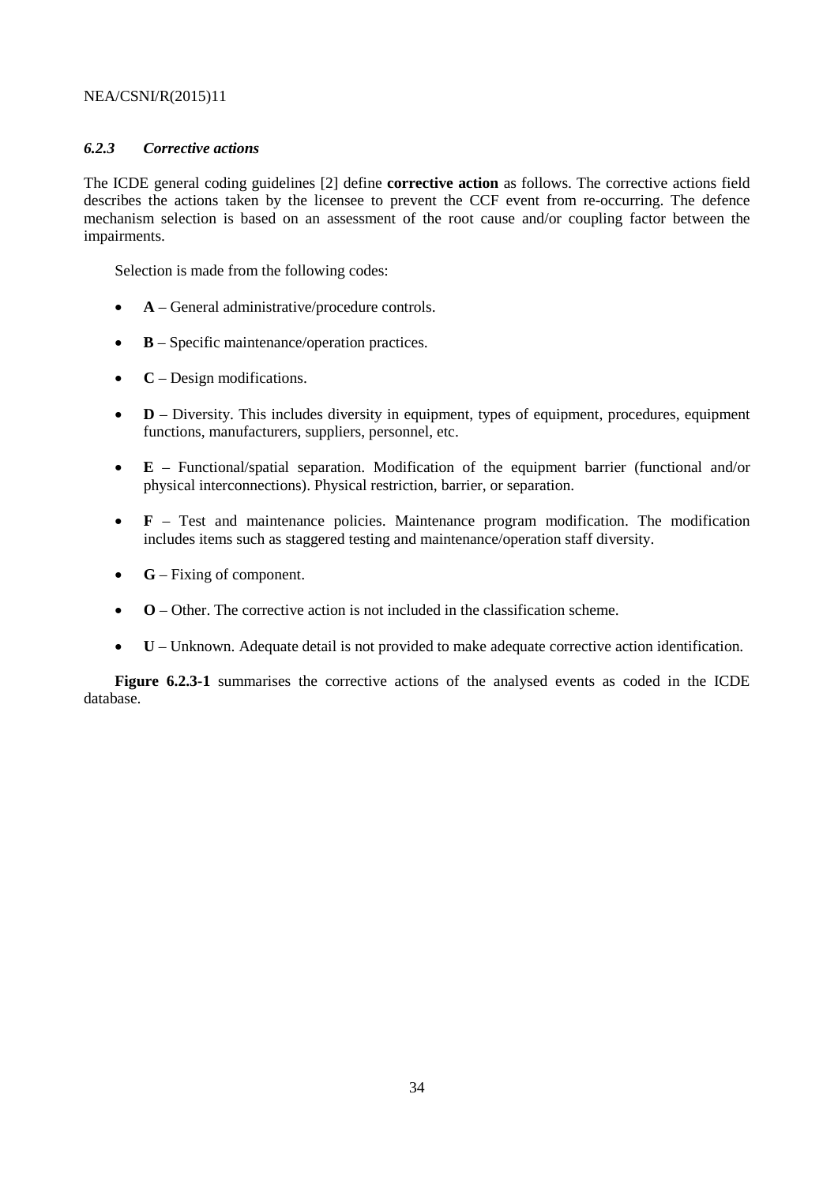### *6.2.3 Corrective actions*

The ICDE general coding guidelines [2] define **corrective action** as follows. The corrective actions field describes the actions taken by the licensee to prevent the CCF event from re-occurring. The defence mechanism selection is based on an assessment of the root cause and/or coupling factor between the impairments.

Selection is made from the following codes:

- **A** – General administrative/procedure controls.
- **B** – Specific maintenance/operation practices.
- **C** – Design modifications.
- **D** – Diversity. This includes diversity in equipment, types of equipment, procedures, equipment functions, manufacturers, suppliers, personnel, etc.
- **E** – Functional/spatial separation. Modification of the equipment barrier (functional and/or physical interconnections). Physical restriction, barrier, or separation.
- **F** – Test and maintenance policies. Maintenance program modification. The modification includes items such as staggered testing and maintenance/operation staff diversity.
- **G** – Fixing of component.
- **O** – Other. The corrective action is not included in the classification scheme.
- **U** – Unknown. Adequate detail is not provided to make adequate corrective action identification.

**Figure 6.2.3-1** summarises the corrective actions of the analysed events as coded in the ICDE database.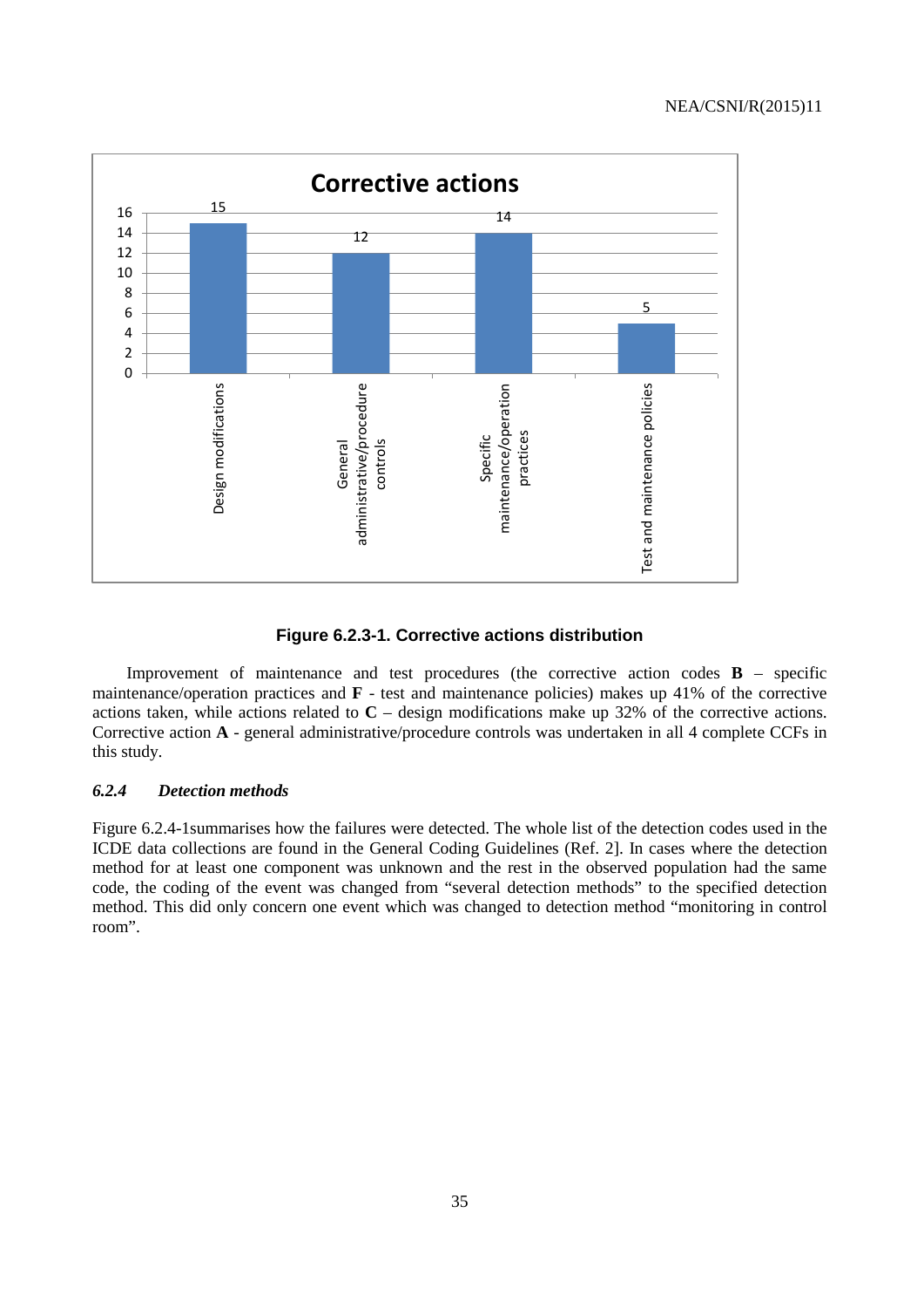**Corrective actions**

| Corrective action | Count |
|---|---|
| Design modifications | 15 |
| General administrative/procedure controls | 12 |
| Specific maintenance/operation practices | 14 |
| Test and maintenance policies | 5 |

**Figure 6.2.3-1. Corrective actions distribution**

Improvement of maintenance and test procedures (the corrective action codes **B** – specific maintenance/operation practices and **F** - test and maintenance policies) makes up 41% of the corrective actions taken, while actions related to **C** – design modifications make up 32% of the corrective actions. Corrective action **A** - general administrative/procedure controls was undertaken in all 4 complete CCFs in this study.

### *6.2.4 Detection methods*

Figure 6.2.4-1summarises how the failures were detected. The whole list of the detection codes used in the ICDE data collections are found in the General Coding Guidelines (Ref. 2]. In cases where the detection method for at least one component was unknown and the rest in the observed population had the same code, the coding of the event was changed from "several detection methods" to the specified detection method. This did only concern one event which was changed to detection method "monitoring in control room".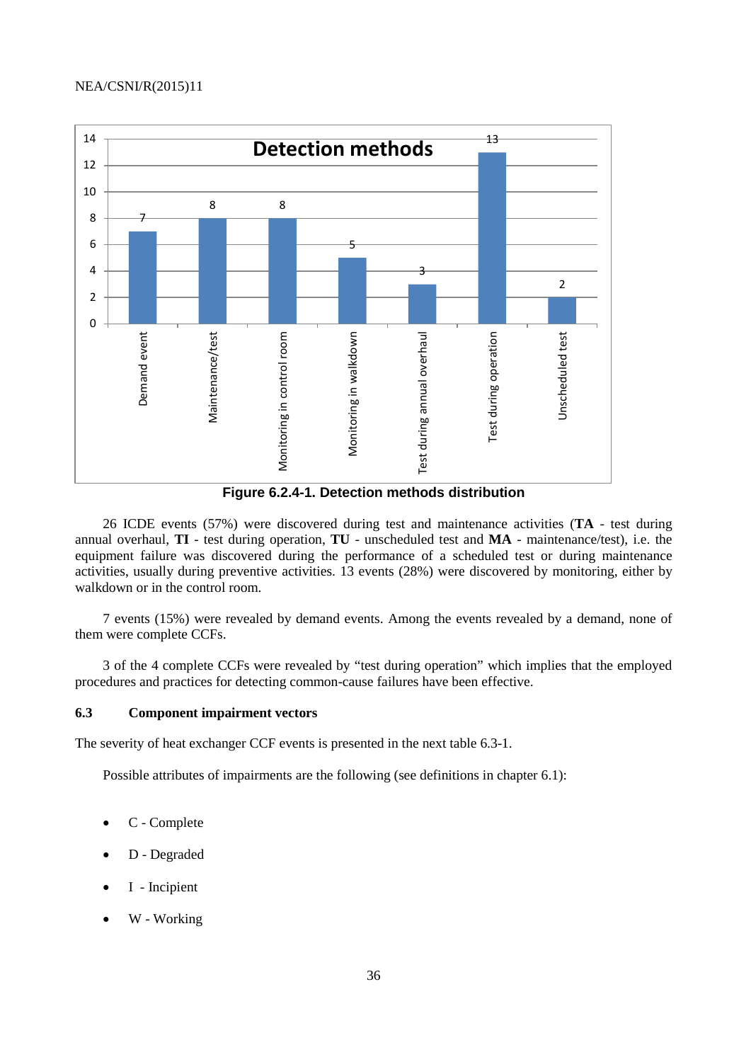Figure 6.2.4-1. Detection methods distribution

26 ICDE events (57%) were discovered during test and maintenance activities (**TA** - test during annual overhaul, **TI** - test during operation, **TU** - unscheduled test and **MA** - maintenance/test), i.e. the equipment failure was discovered during the performance of a scheduled test or during maintenance activities, usually during preventive activities. 13 events (28%) were discovered by monitoring, either by walkdown or in the control room.

7 events (15%) were revealed by demand events. Among the events revealed by a demand, none of them were complete CCFs.

3 of the 4 complete CCFs were revealed by "test during operation" which implies that the employed procedures and practices for detecting common-cause failures have been effective.

### 6.3 Component impairment vectors

The severity of heat exchanger CCF events is presented in the next table 6.3-1.

Possible attributes of impairments are the following (see definitions in chapter 6.1):

- C - Complete
- D - Degraded
- I - Incipient
- W - Working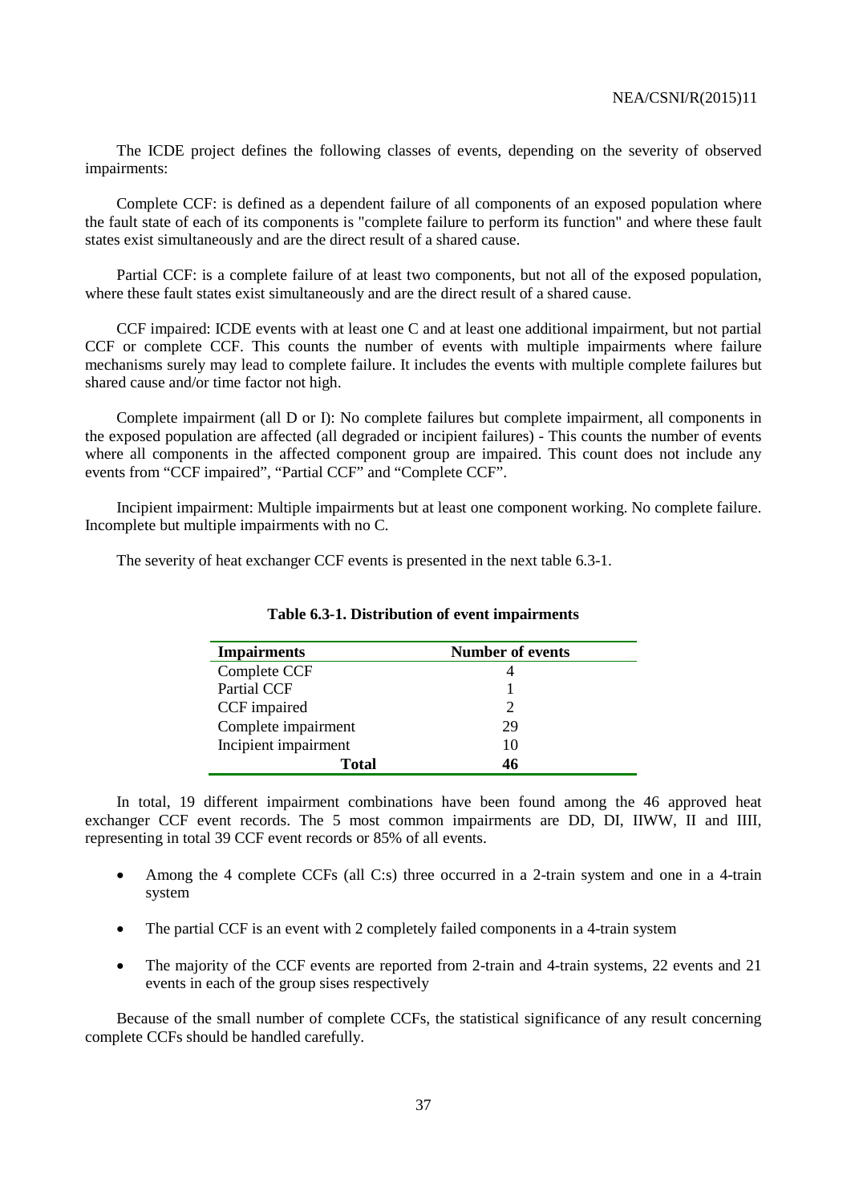The ICDE project defines the following classes of events, depending on the severity of observed impairments:

Complete CCF: is defined as a dependent failure of all components of an exposed population where the fault state of each of its components is "complete failure to perform its function" and where these fault states exist simultaneously and are the direct result of a shared cause.

Partial CCF: is a complete failure of at least two components, but not all of the exposed population, where these fault states exist simultaneously and are the direct result of a shared cause.

CCF impaired: ICDE events with at least one C and at least one additional impairment, but not partial CCF or complete CCF. This counts the number of events with multiple impairments where failure mechanisms surely may lead to complete failure. It includes the events with multiple complete failures but shared cause and/or time factor not high.

Complete impairment (all D or I): No complete failures but complete impairment, all components in the exposed population are affected (all degraded or incipient failures) - This counts the number of events where all components in the affected component group are impaired. This count does not include any events from "CCF impaired", "Partial CCF" and "Complete CCF".

Incipient impairment: Multiple impairments but at least one component working. No complete failure. Incomplete but multiple impairments with no C.

The severity of heat exchanger CCF events is presented in the next table 6.3-1.

**Table 6.3-1. Distribution of event impairments**

| Impairments | Number of events |
|---|---|
| Complete CCF | 4 |
| Partial CCF | 1 |
| CCF impaired | 2 |
| Complete impairment | 29 |
| Incipient impairment | 10 |
| **Total** | **46** |

In total, 19 different impairment combinations have been found among the 46 approved heat exchanger CCF event records. The 5 most common impairments are DD, DI, IIWW, II and IIII, representing in total 39 CCF event records or 85% of all events.

- Among the 4 complete CCFs (all C:s) three occurred in a 2-train system and one in a 4-train system
- The partial CCF is an event with 2 completely failed components in a 4-train system
- The majority of the CCF events are reported from 2-train and 4-train systems, 22 events and 21 events in each of the group sises respectively

Because of the small number of complete CCFs, the statistical significance of any result concerning complete CCFs should be handled carefully.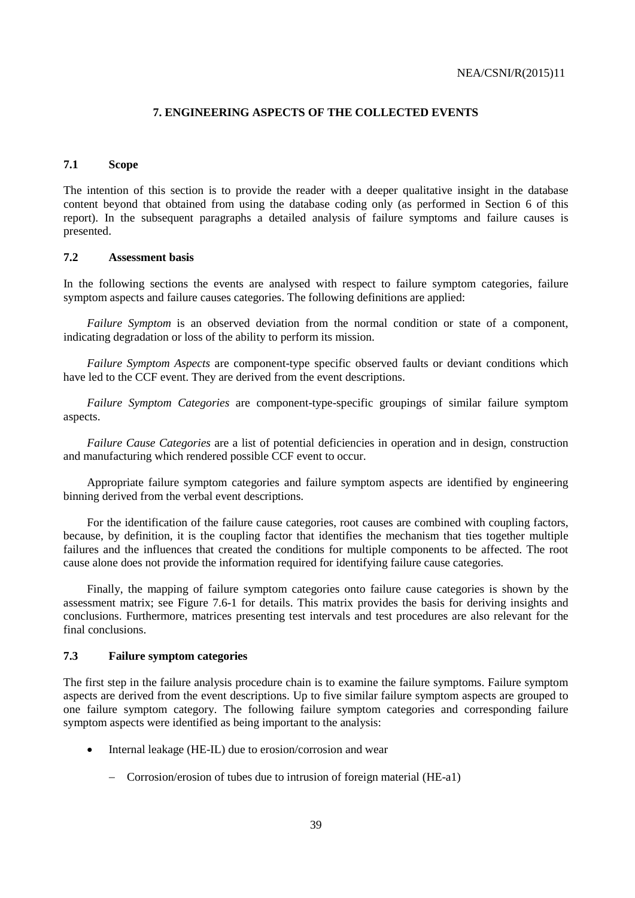# 7. ENGINEERING ASPECTS OF THE COLLECTED EVENTS

## 7.1 Scope

The intention of this section is to provide the reader with a deeper qualitative insight in the database content beyond that obtained from using the database coding only (as performed in Section 6 of this report). In the subsequent paragraphs a detailed analysis of failure symptoms and failure causes is presented.

## 7.2 Assessment basis

In the following sections the events are analysed with respect to failure symptom categories, failure symptom aspects and failure causes categories. The following definitions are applied:

*Failure Symptom* is an observed deviation from the normal condition or state of a component, indicating degradation or loss of the ability to perform its mission.

*Failure Symptom Aspects* are component-type specific observed faults or deviant conditions which have led to the CCF event. They are derived from the event descriptions.

*Failure Symptom Categories* are component-type-specific groupings of similar failure symptom aspects.

*Failure Cause Categories* are a list of potential deficiencies in operation and in design, construction and manufacturing which rendered possible CCF event to occur.

Appropriate failure symptom categories and failure symptom aspects are identified by engineering binning derived from the verbal event descriptions.

For the identification of the failure cause categories, root causes are combined with coupling factors, because, by definition, it is the coupling factor that identifies the mechanism that ties together multiple failures and the influences that created the conditions for multiple components to be affected. The root cause alone does not provide the information required for identifying failure cause categories.

Finally, the mapping of failure symptom categories onto failure cause categories is shown by the assessment matrix; see Figure 7.6-1 for details. This matrix provides the basis for deriving insights and conclusions. Furthermore, matrices presenting test intervals and test procedures are also relevant for the final conclusions.

## 7.3 Failure symptom categories

The first step in the failure analysis procedure chain is to examine the failure symptoms. Failure symptom aspects are derived from the event descriptions. Up to five similar failure symptom aspects are grouped to one failure symptom category. The following failure symptom categories and corresponding failure symptom aspects were identified as being important to the analysis:

- Internal leakage (HE-IL) due to erosion/corrosion and wear
  - Corrosion/erosion of tubes due to intrusion of foreign material (HE-a1)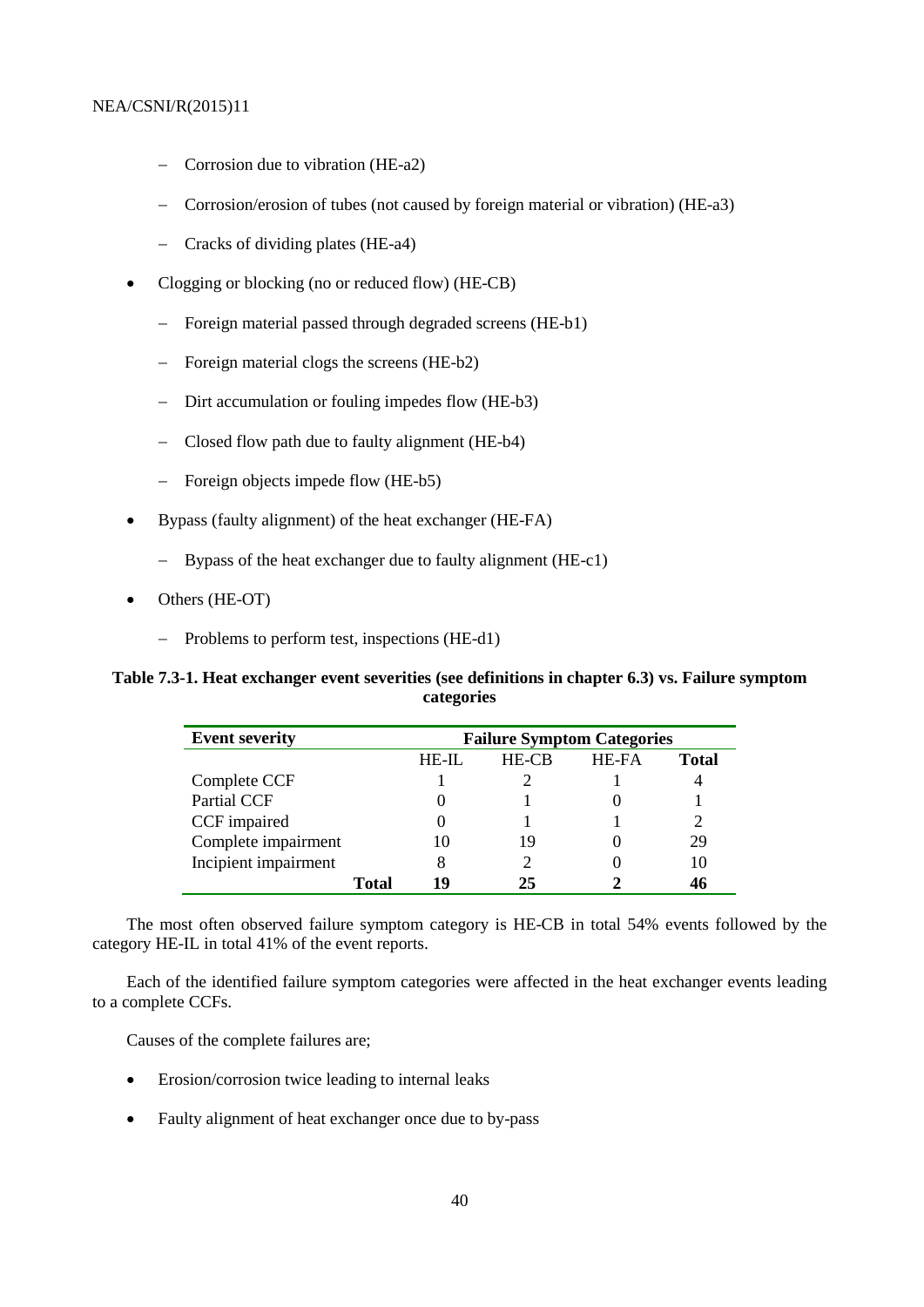- Corrosion due to vibration (HE-a2)
- Corrosion/erosion of tubes (not caused by foreign material or vibration) (HE-a3)
- Cracks of dividing plates (HE-a4)

- Clogging or blocking (no or reduced flow) (HE-CB)
  - Foreign material passed through degraded screens (HE-b1)
  - Foreign material clogs the screens (HE-b2)
  - Dirt accumulation or fouling impedes flow (HE-b3)
  - Closed flow path due to faulty alignment (HE-b4)
  - Foreign objects impede flow (HE-b5)
- Bypass (faulty alignment) of the heat exchanger (HE-FA)
  - Bypass of the heat exchanger due to faulty alignment (HE-c1)
- Others (HE-OT)
  - Problems to perform test, inspections (HE-d1)

**Table 7.3-1. Heat exchanger event severities (see definitions in chapter 6.3) vs. Failure symptom categories**

| Event severity | Failure Symptom Categories | | | |
|---|---|---|---|---|
| | HE-IL | HE-CB | HE-FA | **Total** |
| Complete CCF | 1 | 2 | 1 | 4 |
| Partial CCF | 0 | 1 | 0 | 1 |
| CCF impaired | 0 | 1 | 1 | 2 |
| Complete impairment | 10 | 19 | 0 | 29 |
| Incipient impairment | 8 | 2 | 0 | 10 |
| **Total** | **19** | **25** | **2** | **46** |

The most often observed failure symptom category is HE-CB in total 54% events followed by the category HE-IL in total 41% of the event reports.

Each of the identified failure symptom categories were affected in the heat exchanger events leading to a complete CCFs.

Causes of the complete failures are;

- Erosion/corrosion twice leading to internal leaks
- Faulty alignment of heat exchanger once due to by-pass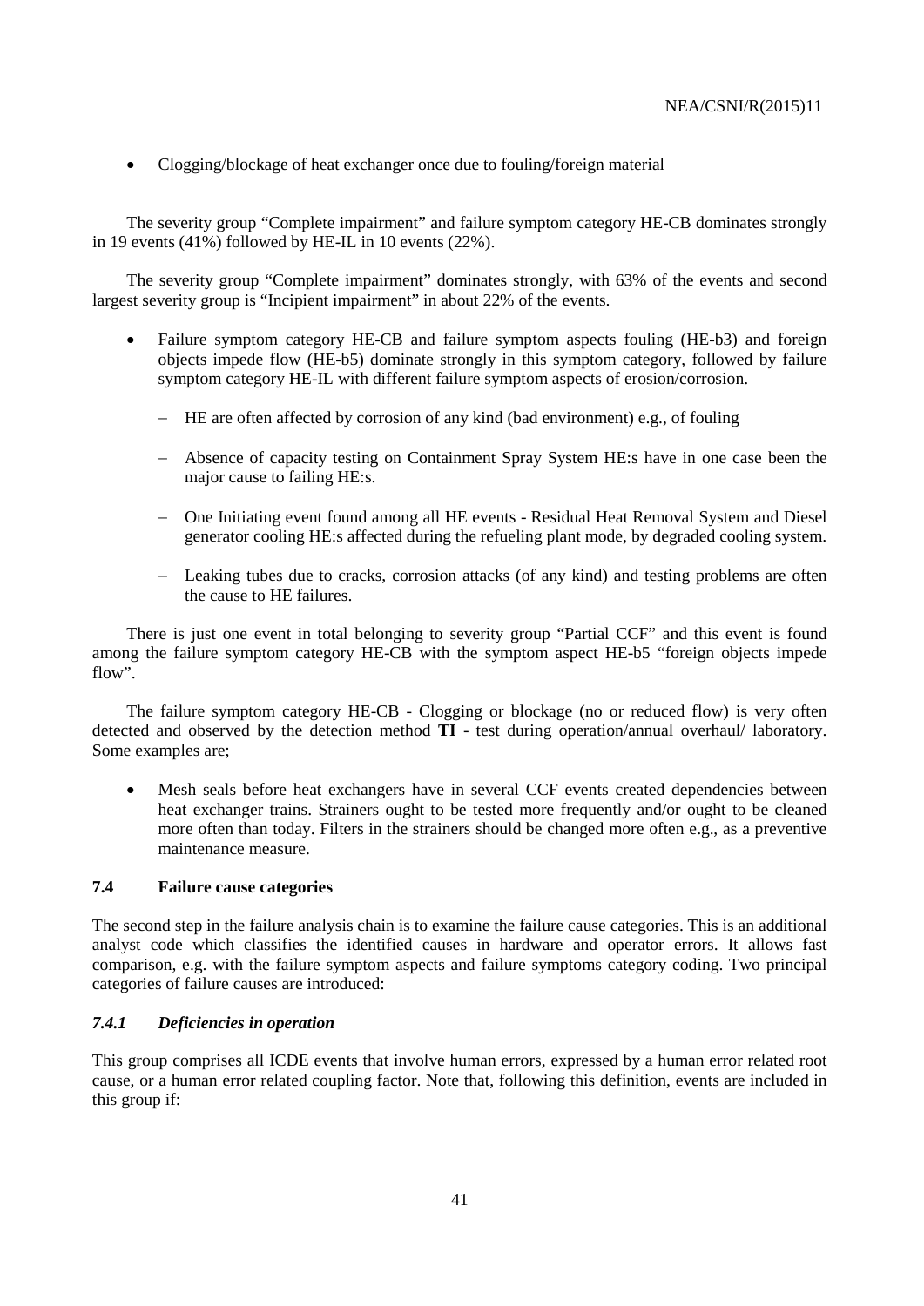- Clogging/blockage of heat exchanger once due to fouling/foreign material

The severity group "Complete impairment" and failure symptom category HE-CB dominates strongly in 19 events (41%) followed by HE-IL in 10 events (22%).

The severity group "Complete impairment" dominates strongly, with 63% of the events and second largest severity group is "Incipient impairment" in about 22% of the events.

- Failure symptom category HE-CB and failure symptom aspects fouling (HE-b3) and foreign objects impede flow (HE-b5) dominate strongly in this symptom category, followed by failure symptom category HE-IL with different failure symptom aspects of erosion/corrosion.
    - HE are often affected by corrosion of any kind (bad environment) e.g., of fouling
    - Absence of capacity testing on Containment Spray System HE:s have in one case been the major cause to failing HE:s.
    - One Initiating event found among all HE events - Residual Heat Removal System and Diesel generator cooling HE:s affected during the refueling plant mode, by degraded cooling system.
    - Leaking tubes due to cracks, corrosion attacks (of any kind) and testing problems are often the cause to HE failures.

There is just one event in total belonging to severity group "Partial CCF" and this event is found among the failure symptom category HE-CB with the symptom aspect HE-b5 "foreign objects impede flow".

The failure symptom category HE-CB - Clogging or blockage (no or reduced flow) is very often detected and observed by the detection method **TI** - test during operation/annual overhaul/ laboratory. Some examples are;

- Mesh seals before heat exchangers have in several CCF events created dependencies between heat exchanger trains. Strainers ought to be tested more frequently and/or ought to be cleaned more often than today. Filters in the strainers should be changed more often e.g., as a preventive maintenance measure.

## 7.4 Failure cause categories

The second step in the failure analysis chain is to examine the failure cause categories. This is an additional analyst code which classifies the identified causes in hardware and operator errors. It allows fast comparison, e.g. with the failure symptom aspects and failure symptoms category coding. Two principal categories of failure causes are introduced:

### *7.4.1 Deficiencies in operation*

This group comprises all ICDE events that involve human errors, expressed by a human error related root cause, or a human error related coupling factor. Note that, following this definition, events are included in this group if: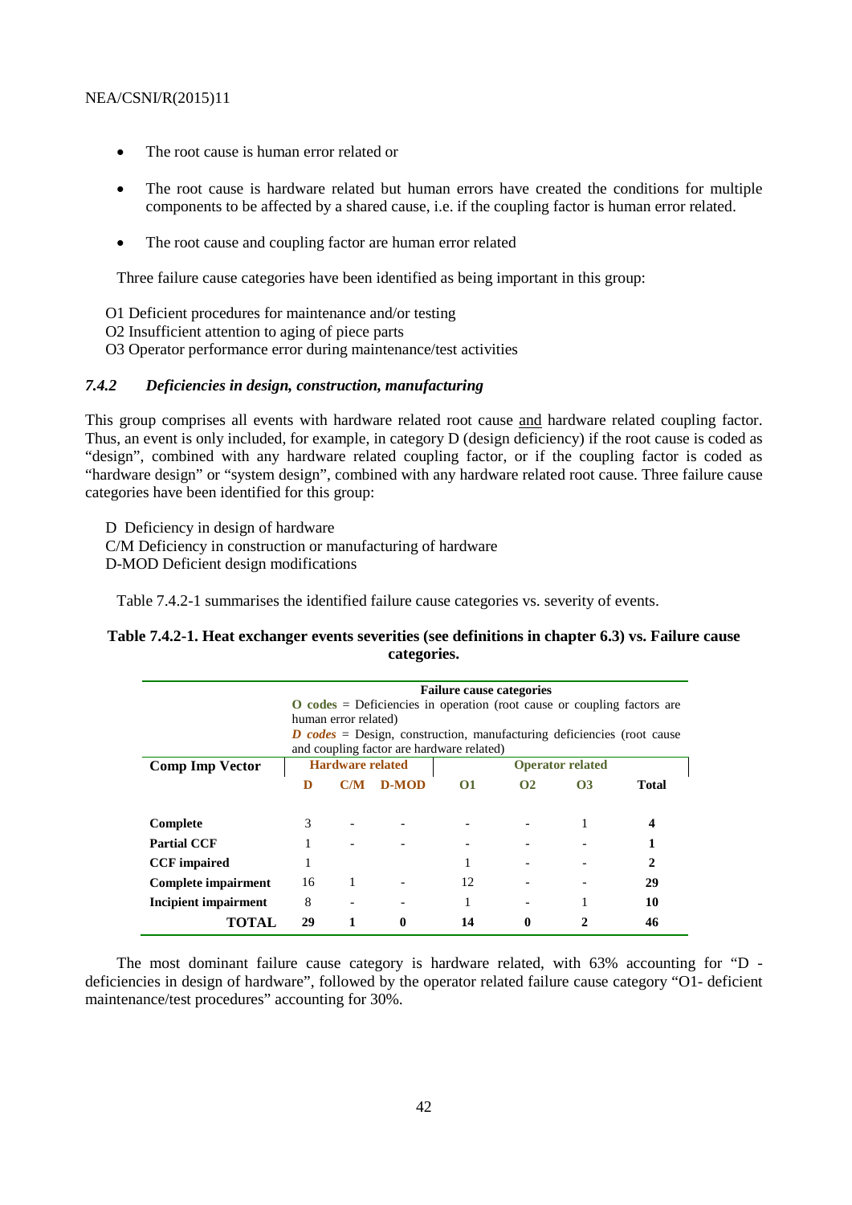- The root cause is human error related or

- The root cause is hardware related but human errors have created the conditions for multiple components to be affected by a shared cause, i.e. if the coupling factor is human error related.

- The root cause and coupling factor are human error related

Three failure cause categories have been identified as being important in this group:

O1 Deficient procedures for maintenance and/or testing
O2 Insufficient attention to aging of piece parts
O3 Operator performance error during maintenance/test activities

### *7.4.2 Deficiencies in design, construction, manufacturing*

This group comprises all events with hardware related root cause and hardware related coupling factor. Thus, an event is only included, for example, in category D (design deficiency) if the root cause is coded as "design", combined with any hardware related coupling factor, or if the coupling factor is coded as "hardware design" or "system design", combined with any hardware related root cause. Three failure cause categories have been identified for this group:

D Deficiency in design of hardware
C/M Deficiency in construction or manufacturing of hardware
D-MOD Deficient design modifications

Table 7.4.2-1 summarises the identified failure cause categories vs. severity of events.

**Table 7.4.2-1. Heat exchanger events severities (see definitions in chapter 6.3) vs. Failure cause categories.**

| | **Failure cause categories** **O codes** = Deficiencies in operation (root cause or coupling factors are human error related) ***D codes*** = Design, construction, manufacturing deficiencies (root cause and coupling factor are hardware related) | | | | | | |
|---|---|---|---|---|---|---|---|
| **Comp Imp Vector** | **Hardware related** | | | **Operator related** | | | |
| | **D** | **C/M** | **D-MOD** | **O1** | **O2** | **O3** | **Total** |
| **Complete** | 3 | - | - | - | - | 1 | **4** |
| **Partial CCF** | 1 | - | - | - | - | - | **1** |
| **CCF impaired** | 1 | | | 1 | - | - | **2** |
| **Complete impairment** | 16 | 1 | - | 12 | - | - | **29** |
| **Incipient impairment** | 8 | - | - | 1 | - | 1 | **10** |
| **TOTAL** | **29** | **1** | **0** | **14** | **0** | **2** | **46** |

The most dominant failure cause category is hardware related, with 63% accounting for "D - deficiencies in design of hardware", followed by the operator related failure cause category "O1- deficient maintenance/test procedures" accounting for 30%.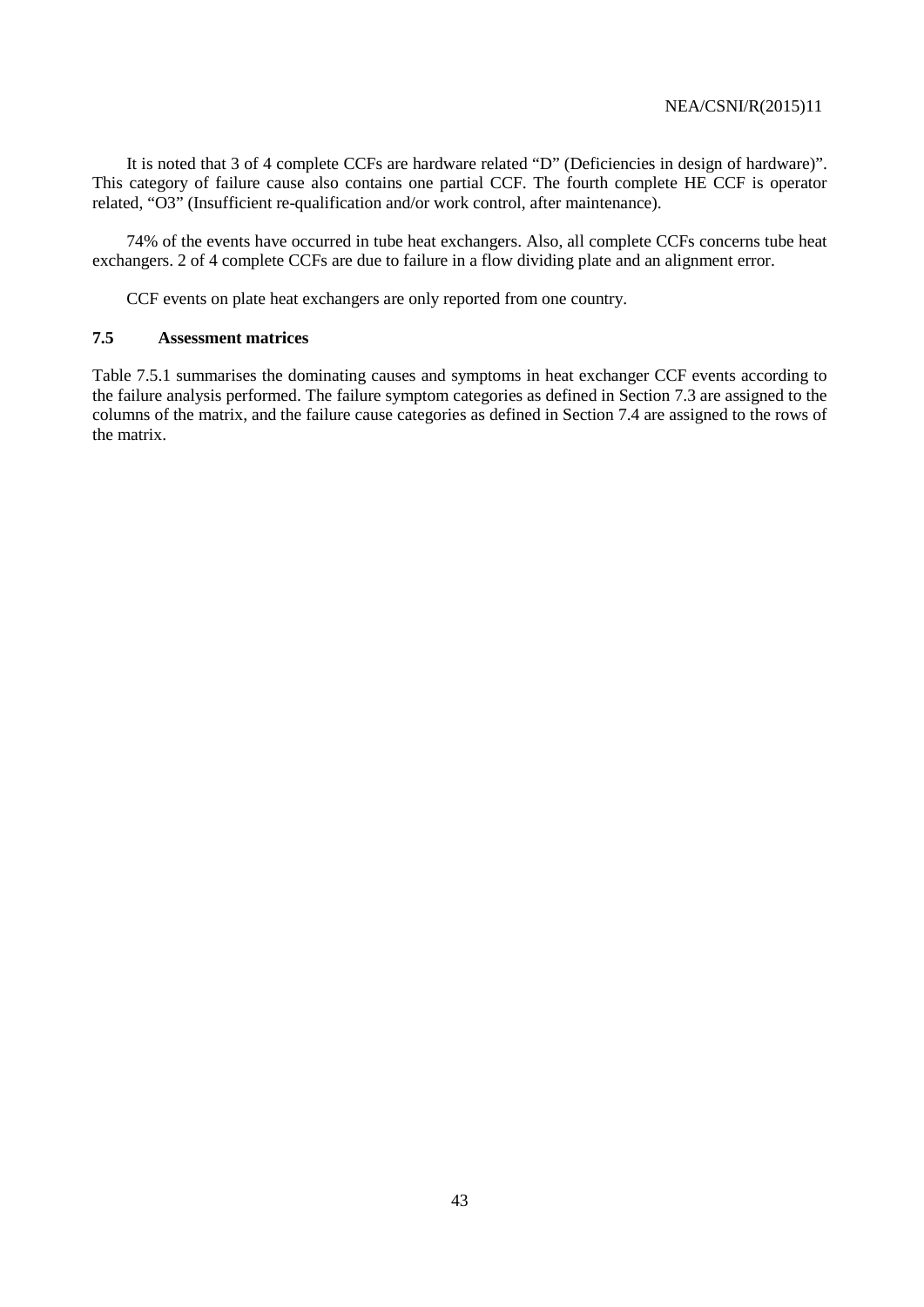It is noted that 3 of 4 complete CCFs are hardware related "D" (Deficiencies in design of hardware)". This category of failure cause also contains one partial CCF. The fourth complete HE CCF is operator related, "O3" (Insufficient re-qualification and/or work control, after maintenance).

74% of the events have occurred in tube heat exchangers. Also, all complete CCFs concerns tube heat exchangers. 2 of 4 complete CCFs are due to failure in a flow dividing plate and an alignment error.

CCF events on plate heat exchangers are only reported from one country.

### 7.5 Assessment matrices

Table 7.5.1 summarises the dominating causes and symptoms in heat exchanger CCF events according to the failure analysis performed. The failure symptom categories as defined in Section 7.3 are assigned to the columns of the matrix, and the failure cause categories as defined in Section 7.4 are assigned to the rows of the matrix.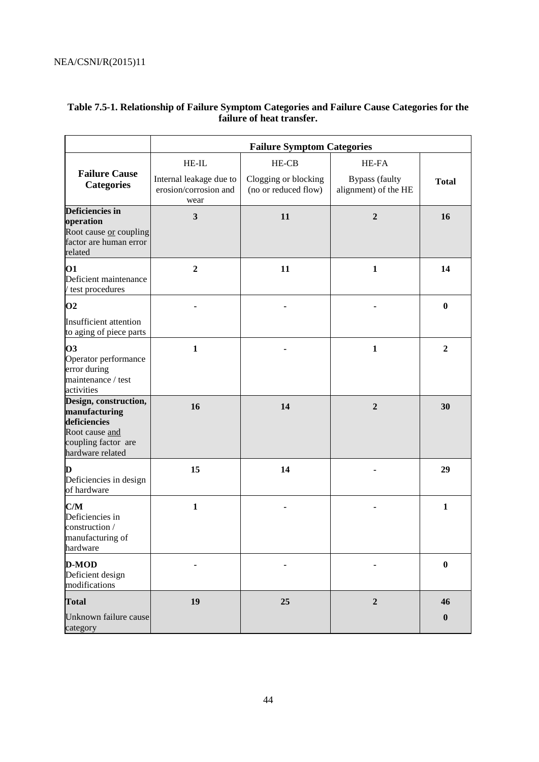**Table 7.5-1. Relationship of Failure Symptom Categories and Failure Cause Categories for the failure of heat transfer.**

| | Failure Symptom Categories | | | |
|---|---|---|---|---|
| **Failure Cause Categories** | HE-IL<br>Internal leakage due to erosion/corrosion and wear | HE-CB<br>Clogging or blocking (no or reduced flow) | HE-FA<br>Bypass (faulty alignment) of the HE | **Total** |
| **Deficiencies in operation**<br>Root cause or coupling factor are human error related | **3** | **11** | **2** | **16** |
| **O1**<br>Deficient maintenance / test procedures | **2** | **11** | **1** | **14** |
| **O2**<br>Insufficient attention to aging of piece parts | **-** | **-** | **-** | **0** |
| **O3**<br>Operator performance error during maintenance / test activities | **1** | **-** | **1** | **2** |
| **Design, construction, manufacturing deficiencies**<br>Root cause and coupling factor are hardware related | **16** | **14** | **2** | **30** |
| **D**<br>Deficiencies in design of hardware | **15** | **14** | **-** | **29** |
| **C/M**<br>Deficiencies in construction / manufacturing of hardware | **1** | **-** | **-** | **1** |
| **D-MOD**<br>Deficient design modifications | **-** | **-** | **-** | **0** |
| **Total** | **19** | **25** | **2** | **46** |
| Unknown failure cause category | | | | **0** |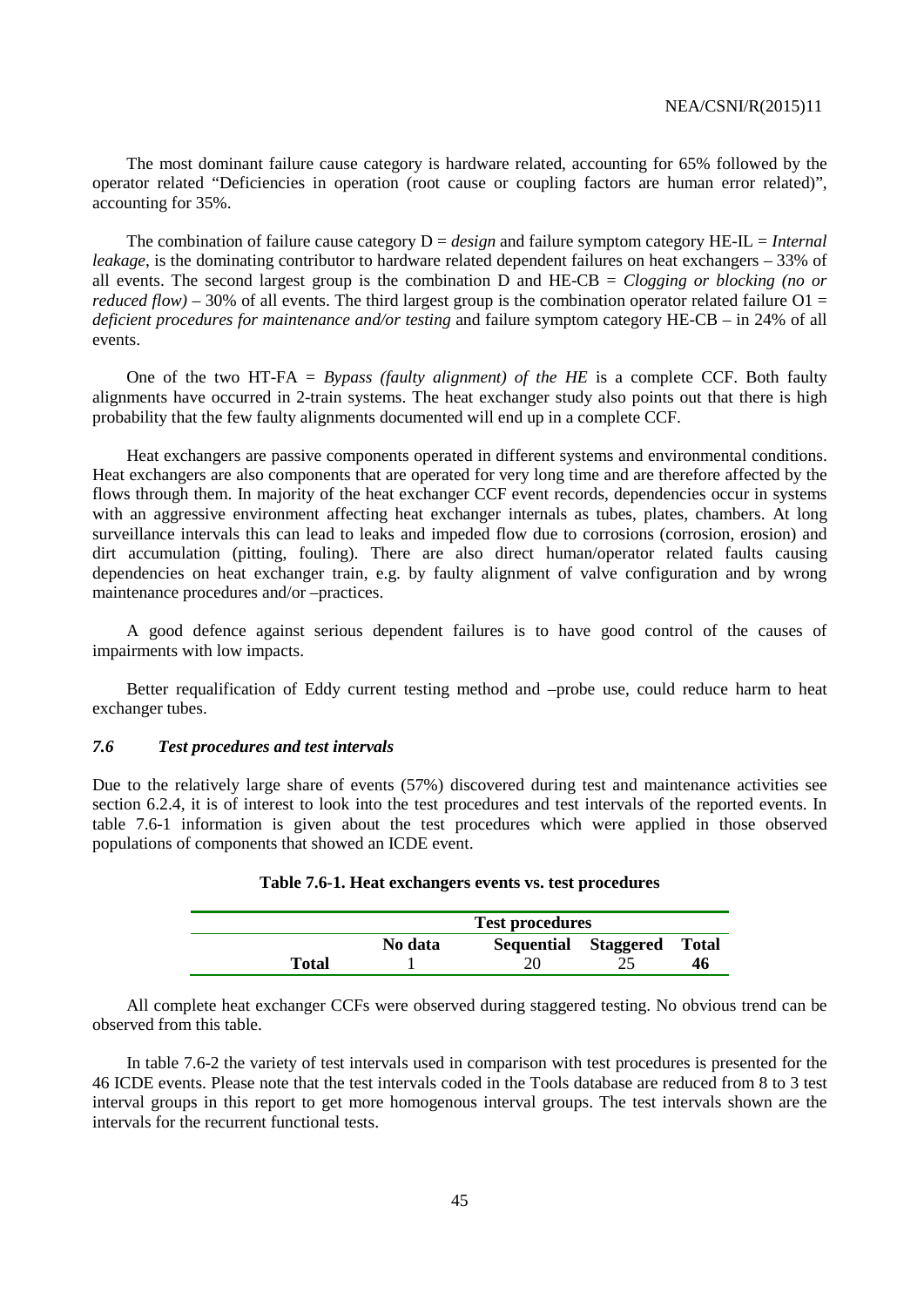The most dominant failure cause category is hardware related, accounting for 65% followed by the operator related "Deficiencies in operation (root cause or coupling factors are human error related)", accounting for 35%.

The combination of failure cause category D = *design* and failure symptom category HE-IL = *Internal leakage*, is the dominating contributor to hardware related dependent failures on heat exchangers – 33% of all events. The second largest group is the combination D and HE-CB = *Clogging or blocking (no or reduced flow)* – 30% of all events. The third largest group is the combination operator related failure O1 = *deficient procedures for maintenance and/or testing* and failure symptom category HE-CB – in 24% of all events.

One of the two HT-FA = *Bypass (faulty alignment) of the HE* is a complete CCF. Both faulty alignments have occurred in 2-train systems. The heat exchanger study also points out that there is high probability that the few faulty alignments documented will end up in a complete CCF.

Heat exchangers are passive components operated in different systems and environmental conditions. Heat exchangers are also components that are operated for very long time and are therefore affected by the flows through them. In majority of the heat exchanger CCF event records, dependencies occur in systems with an aggressive environment affecting heat exchanger internals as tubes, plates, chambers. At long surveillance intervals this can lead to leaks and impeded flow due to corrosions (corrosion, erosion) and dirt accumulation (pitting, fouling). There are also direct human/operator related faults causing dependencies on heat exchanger train, e.g. by faulty alignment of valve configuration and by wrong maintenance procedures and/or –practices.

A good defence against serious dependent failures is to have good control of the causes of impairments with low impacts.

Better requalification of Eddy current testing method and –probe use, could reduce harm to heat exchanger tubes.

### *7.6 Test procedures and test intervals*

Due to the relatively large share of events (57%) discovered during test and maintenance activities see section 6.2.4, it is of interest to look into the test procedures and test intervals of the reported events. In table 7.6-1 information is given about the test procedures which were applied in those observed populations of components that showed an ICDE event.

**Table 7.6-1. Heat exchangers events vs. test procedures**

| | Test procedures | | | |
|---|---|---|---|---|
| | **No data** | **Sequential** | **Staggered** | **Total** |
| **Total** | 1 | 20 | 25 | **46** |

All complete heat exchanger CCFs were observed during staggered testing. No obvious trend can be observed from this table.

In table 7.6-2 the variety of test intervals used in comparison with test procedures is presented for the 46 ICDE events. Please note that the test intervals coded in the Tools database are reduced from 8 to 3 test interval groups in this report to get more homogenous interval groups. The test intervals shown are the intervals for the recurrent functional tests.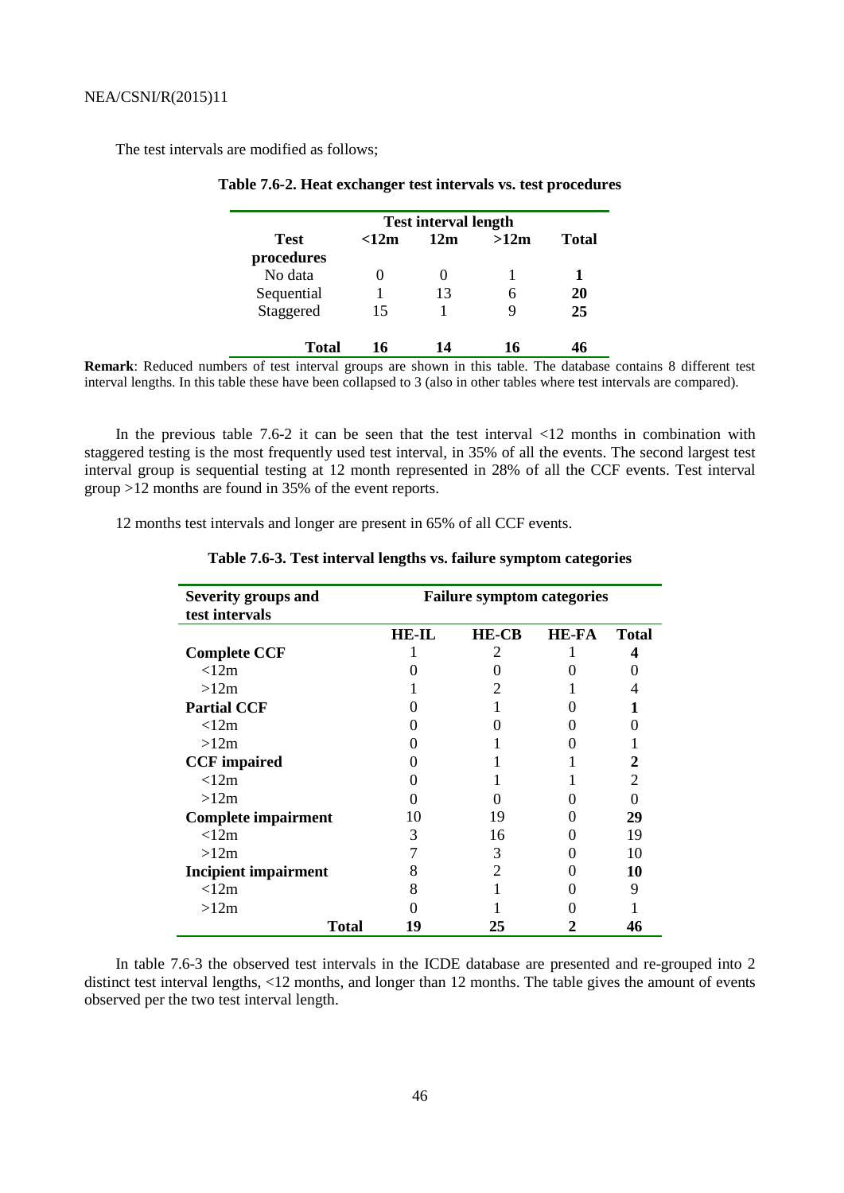The test intervals are modified as follows;

**Table 7.6-2. Heat exchanger test intervals vs. test procedures**

| Test procedures | Test interval length <12m | 12m | >12m | Total |
|---|---|---|---|---|
| No data | 0 | 0 | 1 | **1** |
| Sequential | 1 | 13 | 6 | **20** |
| Staggered | 15 | 1 | 9 | **25** |
| **Total** | **16** | **14** | **16** | **46** |

**Remark**: Reduced numbers of test interval groups are shown in this table. The database contains 8 different test interval lengths. In this table these have been collapsed to 3 (also in other tables where test intervals are compared).

In the previous table 7.6-2 it can be seen that the test interval <12 months in combination with staggered testing is the most frequently used test interval, in 35% of all the events. The second largest test interval group is sequential testing at 12 month represented in 28% of all the CCF events. Test interval group >12 months are found in 35% of the event reports.

12 months test intervals and longer are present in 65% of all CCF events.

**Table 7.6-3. Test interval lengths vs. failure symptom categories**

| Severity groups and test intervals | Failure symptom categories HE-IL | HE-CB | HE-FA | Total |
|---|---|---|---|---|
| **Complete CCF** | 1 | 2 | 1 | **4** |
| <12m | 0 | 0 | 0 | 0 |
| >12m | 1 | 2 | 1 | 4 |
| **Partial CCF** | 0 | 1 | 0 | **1** |
| <12m | 0 | 0 | 0 | 0 |
| >12m | 0 | 1 | 0 | 1 |
| **CCF impaired** | 0 | 1 | 1 | **2** |
| <12m | 0 | 1 | 1 | 2 |
| >12m | 0 | 0 | 0 | 0 |
| **Complete impairment** | 10 | 19 | 0 | **29** |
| <12m | 3 | 16 | 0 | 19 |
| >12m | 7 | 3 | 0 | 10 |
| **Incipient impairment** | 8 | 2 | 0 | **10** |
| <12m | 8 | 1 | 0 | 9 |
| >12m | 0 | 1 | 0 | 1 |
| **Total** | **19** | **25** | **2** | **46** |

In table 7.6-3 the observed test intervals in the ICDE database are presented and re-grouped into 2 distinct test interval lengths, <12 months, and longer than 12 months. The table gives the amount of events observed per the two test interval length.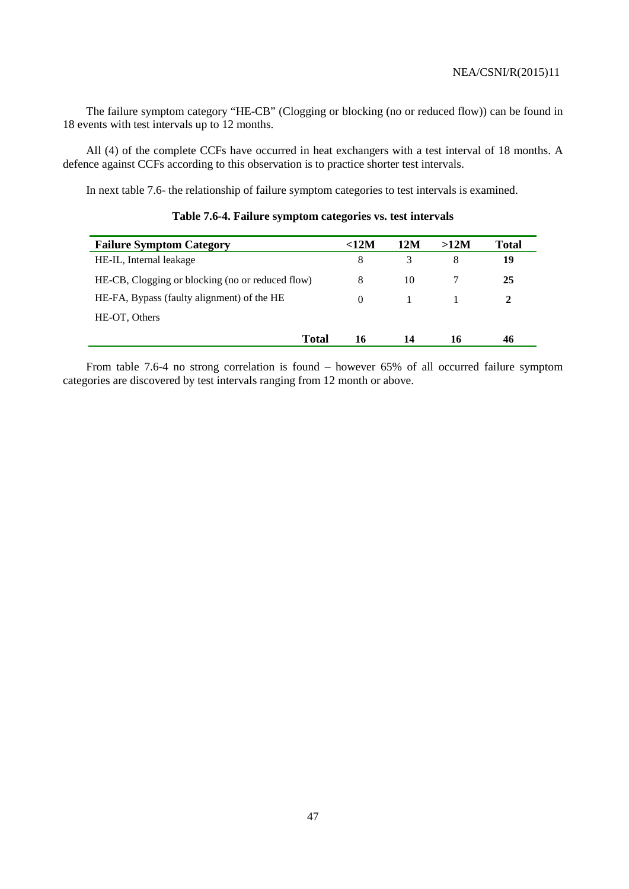The failure symptom category "HE-CB" (Clogging or blocking (no or reduced flow)) can be found in 18 events with test intervals up to 12 months.

All (4) of the complete CCFs have occurred in heat exchangers with a test interval of 18 months. A defence against CCFs according to this observation is to practice shorter test intervals.

In next table 7.6- the relationship of failure symptom categories to test intervals is examined.

**Table 7.6-4. Failure symptom categories vs. test intervals**

| Failure Symptom Category | <12M | 12M | >12M | Total |
|---|---|---|---|---|
| HE-IL, Internal leakage | 8 | 3 | 8 | **19** |
| HE-CB, Clogging or blocking (no or reduced flow) | 8 | 10 | 7 | **25** |
| HE-FA, Bypass (faulty alignment) of the HE | 0 | 1 | 1 | **2** |
| HE-OT, Others | | | | |
| **Total** | **16** | **14** | **16** | **46** |

From table 7.6-4 no strong correlation is found – however 65% of all occurred failure symptom categories are discovered by test intervals ranging from 12 month or above.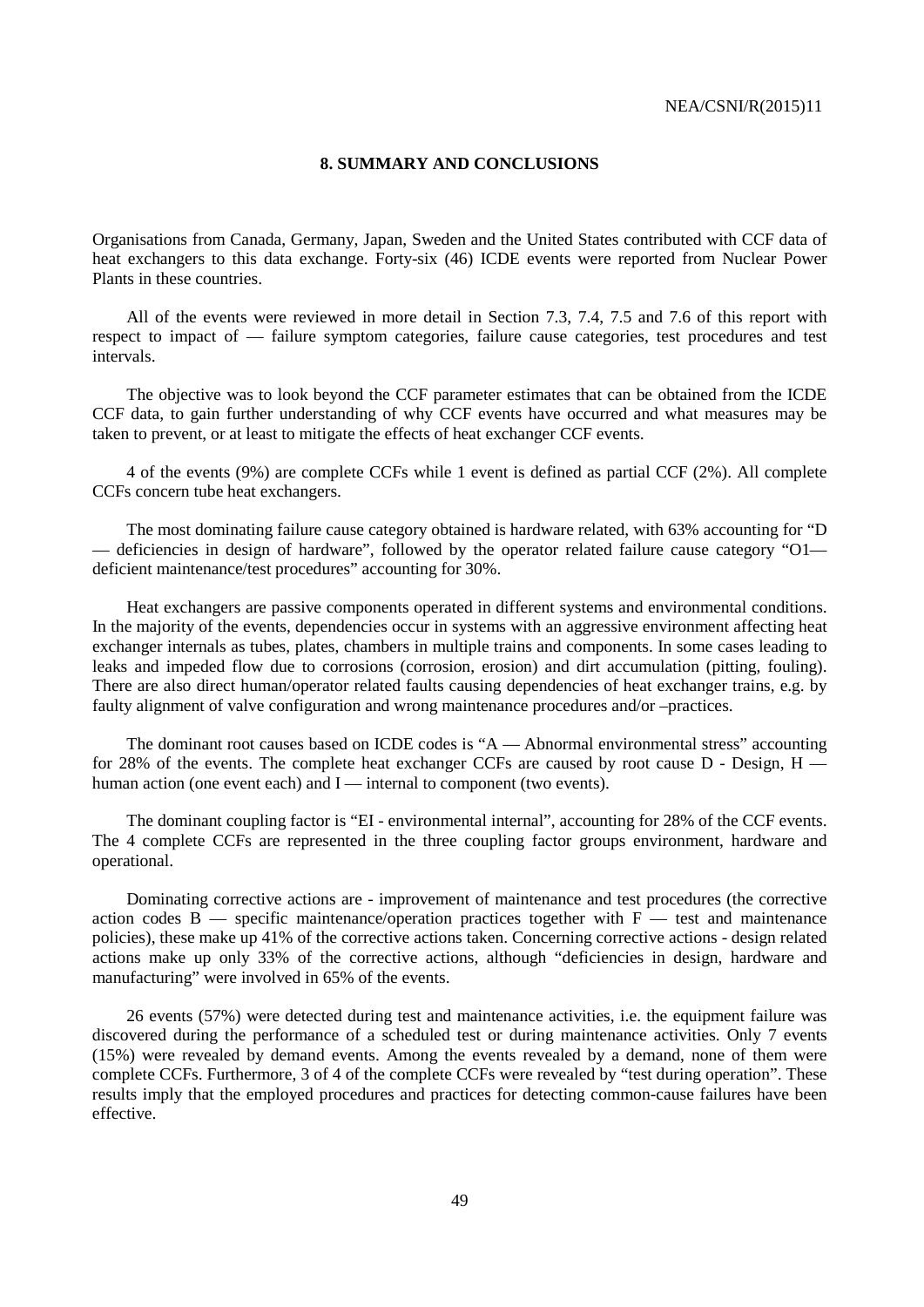# 8. SUMMARY AND CONCLUSIONS

Organisations from Canada, Germany, Japan, Sweden and the United States contributed with CCF data of heat exchangers to this data exchange. Forty-six (46) ICDE events were reported from Nuclear Power Plants in these countries.

All of the events were reviewed in more detail in Section 7.3, 7.4, 7.5 and 7.6 of this report with respect to impact of — failure symptom categories, failure cause categories, test procedures and test intervals.

The objective was to look beyond the CCF parameter estimates that can be obtained from the ICDE CCF data, to gain further understanding of why CCF events have occurred and what measures may be taken to prevent, or at least to mitigate the effects of heat exchanger CCF events.

4 of the events (9%) are complete CCFs while 1 event is defined as partial CCF (2%). All complete CCFs concern tube heat exchangers.

The most dominating failure cause category obtained is hardware related, with 63% accounting for "D — deficiencies in design of hardware", followed by the operator related failure cause category "O1— deficient maintenance/test procedures" accounting for 30%.

Heat exchangers are passive components operated in different systems and environmental conditions. In the majority of the events, dependencies occur in systems with an aggressive environment affecting heat exchanger internals as tubes, plates, chambers in multiple trains and components. In some cases leading to leaks and impeded flow due to corrosions (corrosion, erosion) and dirt accumulation (pitting, fouling). There are also direct human/operator related faults causing dependencies of heat exchanger trains, e.g. by faulty alignment of valve configuration and wrong maintenance procedures and/or –practices.

The dominant root causes based on ICDE codes is "A — Abnormal environmental stress" accounting for 28% of the events. The complete heat exchanger CCFs are caused by root cause D - Design, H — human action (one event each) and I — internal to component (two events).

The dominant coupling factor is "EI - environmental internal", accounting for 28% of the CCF events. The 4 complete CCFs are represented in the three coupling factor groups environment, hardware and operational.

Dominating corrective actions are - improvement of maintenance and test procedures (the corrective action codes B — specific maintenance/operation practices together with F — test and maintenance policies), these make up 41% of the corrective actions taken. Concerning corrective actions - design related actions make up only 33% of the corrective actions, although "deficiencies in design, hardware and manufacturing" were involved in 65% of the events.

26 events (57%) were detected during test and maintenance activities, i.e. the equipment failure was discovered during the performance of a scheduled test or during maintenance activities. Only 7 events (15%) were revealed by demand events. Among the events revealed by a demand, none of them were complete CCFs. Furthermore, 3 of 4 of the complete CCFs were revealed by "test during operation". These results imply that the employed procedures and practices for detecting common-cause failures have been effective.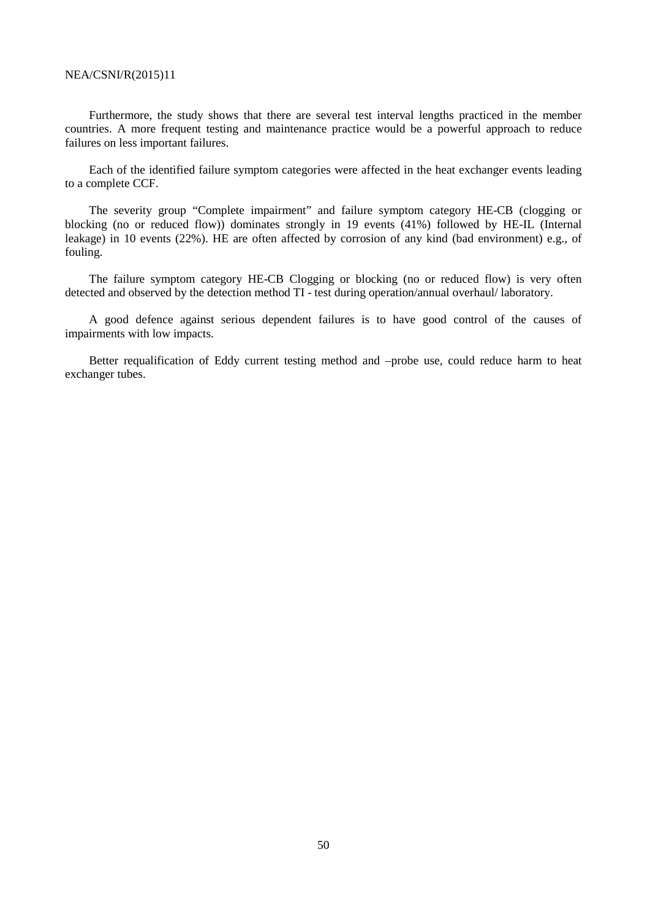Furthermore, the study shows that there are several test interval lengths practiced in the member countries. A more frequent testing and maintenance practice would be a powerful approach to reduce failures on less important failures.

Each of the identified failure symptom categories were affected in the heat exchanger events leading to a complete CCF.

The severity group "Complete impairment" and failure symptom category HE-CB (clogging or blocking (no or reduced flow)) dominates strongly in 19 events (41%) followed by HE-IL (Internal leakage) in 10 events (22%). HE are often affected by corrosion of any kind (bad environment) e.g., of fouling.

The failure symptom category HE-CB Clogging or blocking (no or reduced flow) is very often detected and observed by the detection method TI - test during operation/annual overhaul/ laboratory.

A good defence against serious dependent failures is to have good control of the causes of impairments with low impacts.

Better requalification of Eddy current testing method and –probe use, could reduce harm to heat exchanger tubes.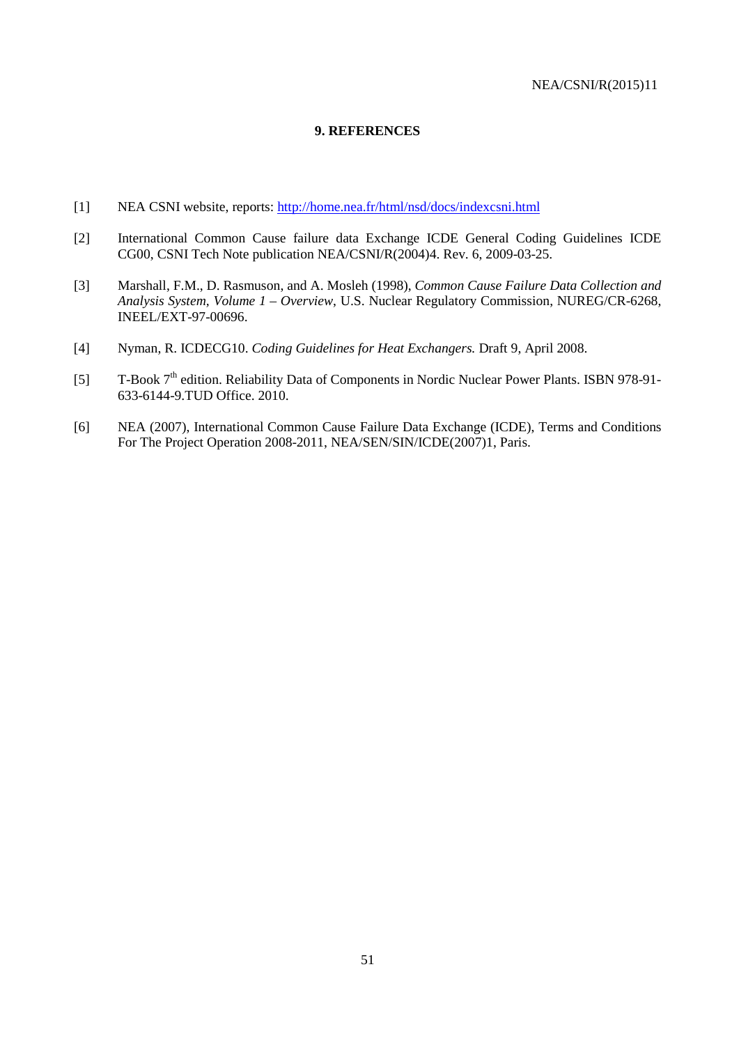# 9. REFERENCES

[1] NEA CSNI website, reports: http://home.nea.fr/html/nsd/docs/indexcsni.html

[2] International Common Cause failure data Exchange ICDE General Coding Guidelines ICDE CG00, CSNI Tech Note publication NEA/CSNI/R(2004)4. Rev. 6, 2009-03-25.

[3] Marshall, F.M., D. Rasmuson, and A. Mosleh (1998), *Common Cause Failure Data Collection and Analysis System, Volume 1 – Overview*, U.S. Nuclear Regulatory Commission, NUREG/CR-6268, INEEL/EXT-97-00696.

[4] Nyman, R. ICDECG10. *Coding Guidelines for Heat Exchangers.* Draft 9, April 2008.

[5] T-Book 7th edition. Reliability Data of Components in Nordic Nuclear Power Plants. ISBN 978-91-633-6144-9.TUD Office. 2010.

[6] NEA (2007), International Common Cause Failure Data Exchange (ICDE), Terms and Conditions For The Project Operation 2008-2011, NEA/SEN/SIN/ICDE(2007)1, Paris.